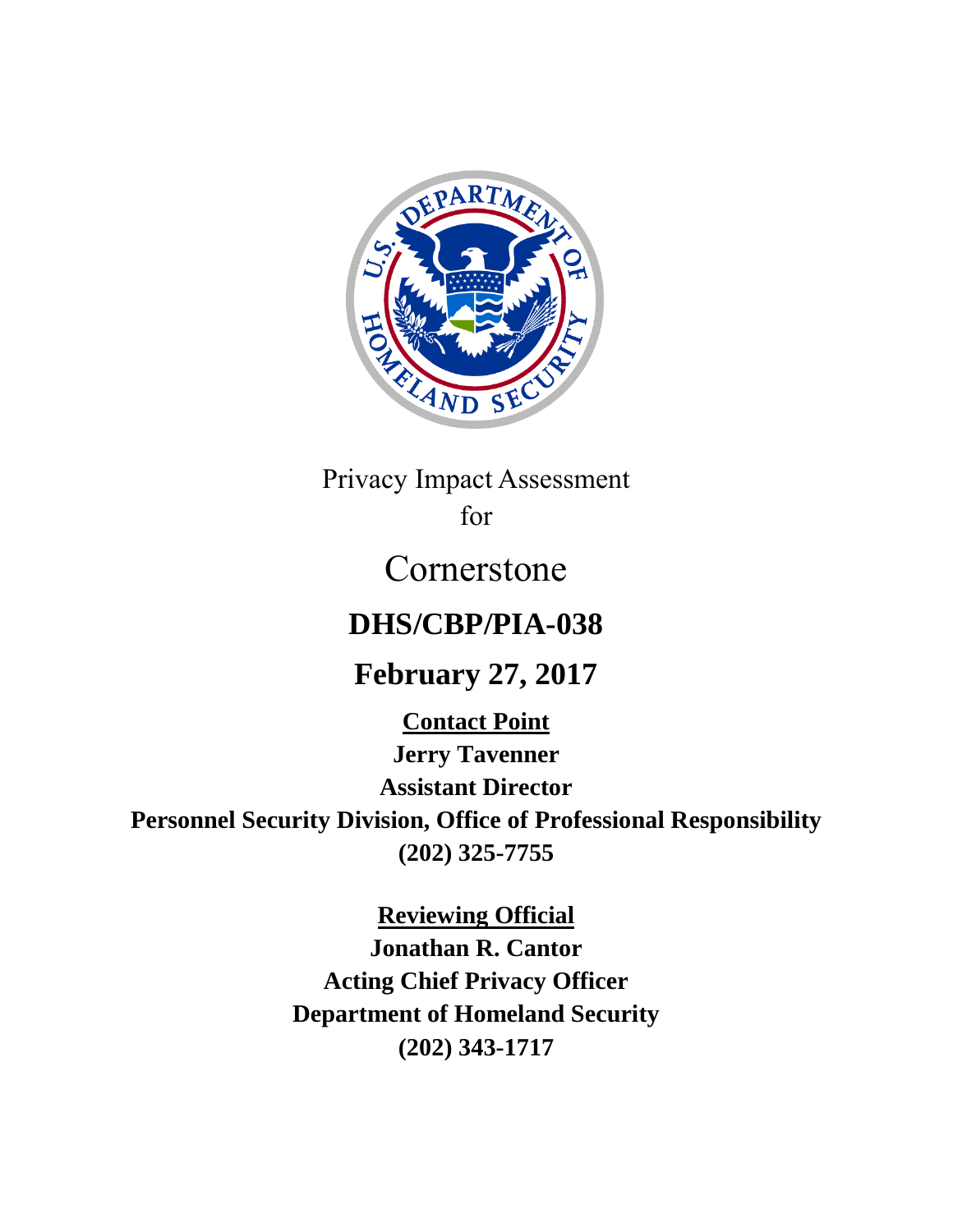Privacy Impact Assessment
for

# Cornerstone

## DHS/CBP/PIA-038

## February 27, 2017

**Contact Point**

**Jerry Tavenner**
**Assistant Director**
**Personnel Security Division, Office of Professional Responsibility**
**(202) 325-7755**

**Reviewing Official**

**Jonathan R. Cantor**
**Acting Chief Privacy Officer**
**Department of Homeland Security**
**(202) 343-1717**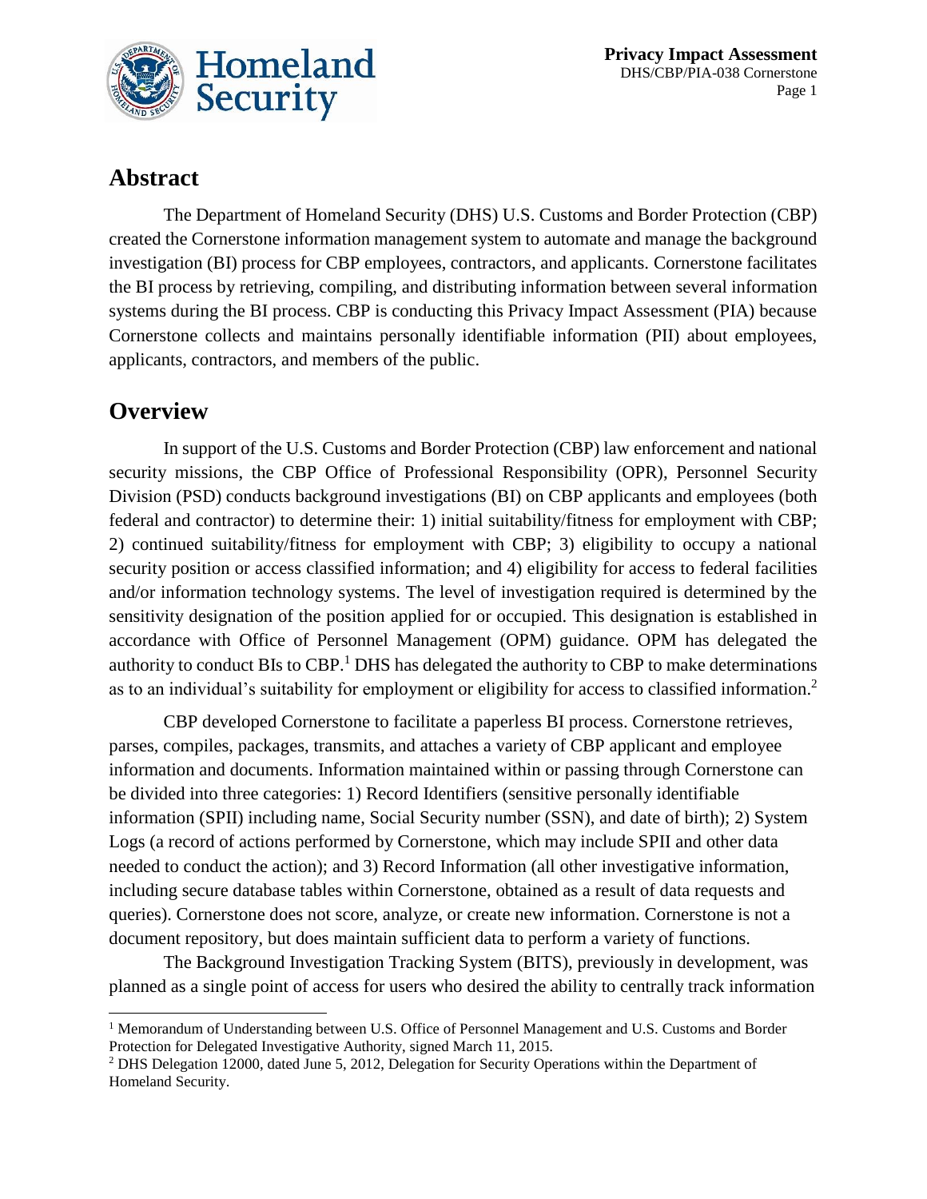## Abstract

The Department of Homeland Security (DHS) U.S. Customs and Border Protection (CBP) created the Cornerstone information management system to automate and manage the background investigation (BI) process for CBP employees, contractors, and applicants. Cornerstone facilitates the BI process by retrieving, compiling, and distributing information between several information systems during the BI process. CBP is conducting this Privacy Impact Assessment (PIA) because Cornerstone collects and maintains personally identifiable information (PII) about employees, applicants, contractors, and members of the public.

## Overview

In support of the U.S. Customs and Border Protection (CBP) law enforcement and national security missions, the CBP Office of Professional Responsibility (OPR), Personnel Security Division (PSD) conducts background investigations (BI) on CBP applicants and employees (both federal and contractor) to determine their: 1) initial suitability/fitness for employment with CBP; 2) continued suitability/fitness for employment with CBP; 3) eligibility to occupy a national security position or access classified information; and 4) eligibility for access to federal facilities and/or information technology systems. The level of investigation required is determined by the sensitivity designation of the position applied for or occupied. This designation is established in accordance with Office of Personnel Management (OPM) guidance. OPM has delegated the authority to conduct BIs to CBP.[1] DHS has delegated the authority to CBP to make determinations as to an individual's suitability for employment or eligibility for access to classified information.[2]

CBP developed Cornerstone to facilitate a paperless BI process. Cornerstone retrieves, parses, compiles, packages, transmits, and attaches a variety of CBP applicant and employee information and documents. Information maintained within or passing through Cornerstone can be divided into three categories: 1) Record Identifiers (sensitive personally identifiable information (SPII) including name, Social Security number (SSN), and date of birth); 2) System Logs (a record of actions performed by Cornerstone, which may include SPII and other data needed to conduct the action); and 3) Record Information (all other investigative information, including secure database tables within Cornerstone, obtained as a result of data requests and queries). Cornerstone does not score, analyze, or create new information. Cornerstone is not a document repository, but does maintain sufficient data to perform a variety of functions.

The Background Investigation Tracking System (BITS), previously in development, was planned as a single point of access for users who desired the ability to centrally track information

[1] Memorandum of Understanding between U.S. Office of Personnel Management and U.S. Customs and Border Protection for Delegated Investigative Authority, signed March 11, 2015.

[2] DHS Delegation 12000, dated June 5, 2012, Delegation for Security Operations within the Department of Homeland Security.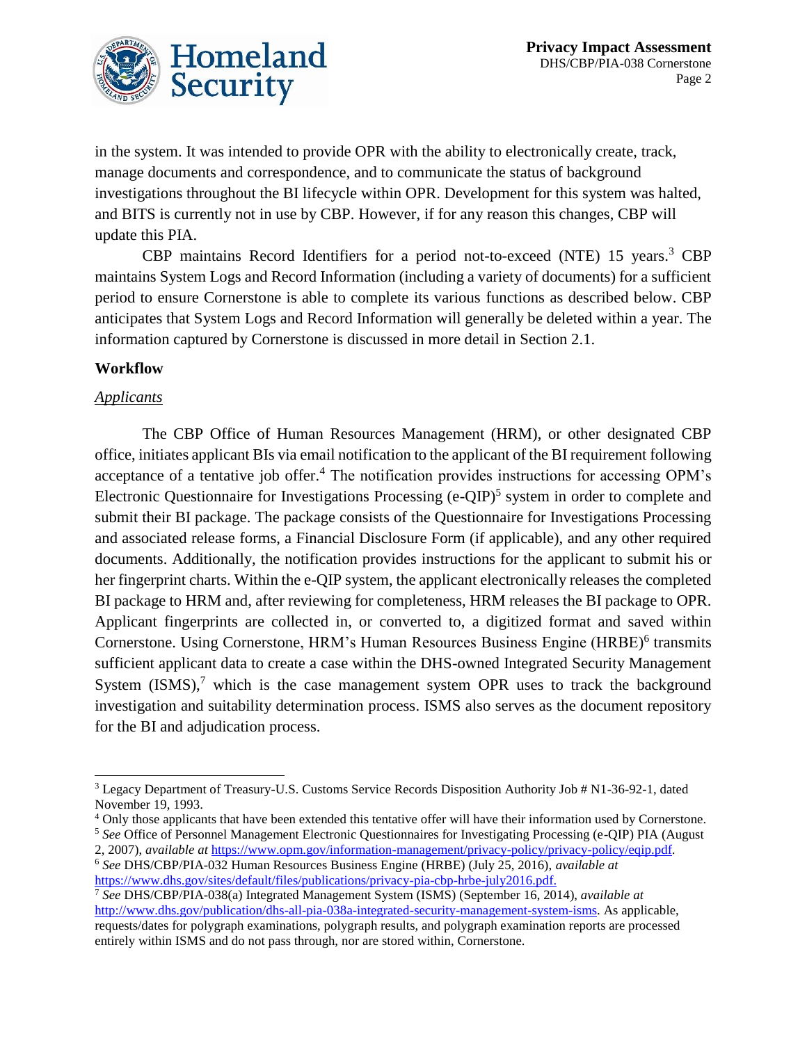in the system. It was intended to provide OPR with the ability to electronically create, track, manage documents and correspondence, and to communicate the status of background investigations throughout the BI lifecycle within OPR. Development for this system was halted, and BITS is currently not in use by CBP. However, if for any reason this changes, CBP will update this PIA.

CBP maintains Record Identifiers for a period not-to-exceed (NTE) 15 years.[3] CBP maintains System Logs and Record Information (including a variety of documents) for a sufficient period to ensure Cornerstone is able to complete its various functions as described below. CBP anticipates that System Logs and Record Information will generally be deleted within a year. The information captured by Cornerstone is discussed in more detail in Section 2.1.

**Workflow**

*Applicants*

The CBP Office of Human Resources Management (HRM), or other designated CBP office, initiates applicant BIs via email notification to the applicant of the BI requirement following acceptance of a tentative job offer.[4] The notification provides instructions for accessing OPM's Electronic Questionnaire for Investigations Processing (e-QIP)[5] system in order to complete and submit their BI package. The package consists of the Questionnaire for Investigations Processing and associated release forms, a Financial Disclosure Form (if applicable), and any other required documents. Additionally, the notification provides instructions for the applicant to submit his or her fingerprint charts. Within the e-QIP system, the applicant electronically releases the completed BI package to HRM and, after reviewing for completeness, HRM releases the BI package to OPR. Applicant fingerprints are collected in, or converted to, a digitized format and saved within Cornerstone. Using Cornerstone, HRM's Human Resources Business Engine (HRBE)[6] transmits sufficient applicant data to create a case within the DHS-owned Integrated Security Management System (ISMS),[7] which is the case management system OPR uses to track the background investigation and suitability determination process. ISMS also serves as the document repository for the BI and adjudication process.

---

[3] Legacy Department of Treasury-U.S. Customs Service Records Disposition Authority Job # N1-36-92-1, dated November 19, 1993.

[4] Only those applicants that have been extended this tentative offer will have their information used by Cornerstone.

[5] *See* Office of Personnel Management Electronic Questionnaires for Investigating Processing (e-QIP) PIA (August 2, 2007), *available at* https://www.opm.gov/information-management/privacy-policy/privacy-policy/eqip.pdf.

[6] *See* DHS/CBP/PIA-032 Human Resources Business Engine (HRBE) (July 25, 2016), *available at* https://www.dhs.gov/sites/default/files/publications/privacy-pia-cbp-hrbe-july2016.pdf.

[7] *See* DHS/CBP/PIA-038(a) Integrated Management System (ISMS) (September 16, 2014), *available at* http://www.dhs.gov/publication/dhs-all-pia-038a-integrated-security-management-system-isms. As applicable, requests/dates for polygraph examinations, polygraph results, and polygraph examination reports are processed entirely within ISMS and do not pass through, nor are stored within, Cornerstone.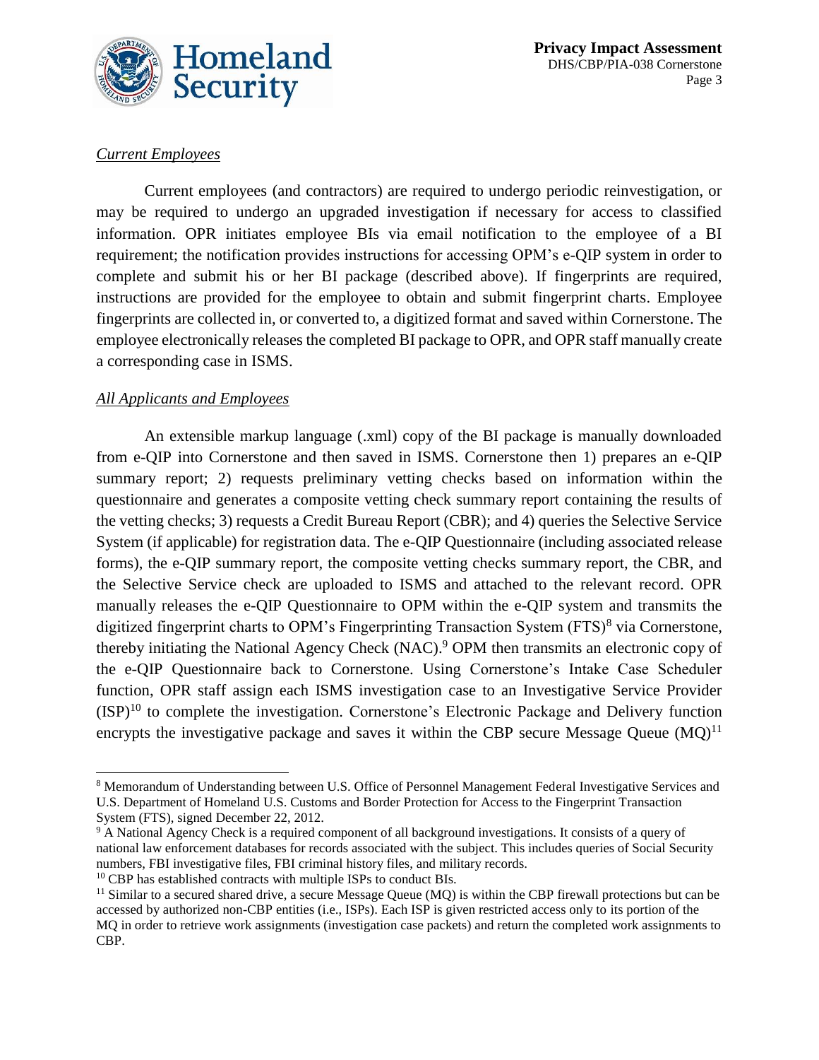*Current Employees*

Current employees (and contractors) are required to undergo periodic reinvestigation, or may be required to undergo an upgraded investigation if necessary for access to classified information. OPR initiates employee BIs via email notification to the employee of a BI requirement; the notification provides instructions for accessing OPM's e-QIP system in order to complete and submit his or her BI package (described above). If fingerprints are required, instructions are provided for the employee to obtain and submit fingerprint charts. Employee fingerprints are collected in, or converted to, a digitized format and saved within Cornerstone. The employee electronically releases the completed BI package to OPR, and OPR staff manually create a corresponding case in ISMS.

*All Applicants and Employees*

An extensible markup language (.xml) copy of the BI package is manually downloaded from e-QIP into Cornerstone and then saved in ISMS. Cornerstone then 1) prepares an e-QIP summary report; 2) requests preliminary vetting checks based on information within the questionnaire and generates a composite vetting check summary report containing the results of the vetting checks; 3) requests a Credit Bureau Report (CBR); and 4) queries the Selective Service System (if applicable) for registration data. The e-QIP Questionnaire (including associated release forms), the e-QIP summary report, the composite vetting checks summary report, the CBR, and the Selective Service check are uploaded to ISMS and attached to the relevant record. OPR manually releases the e-QIP Questionnaire to OPM within the e-QIP system and transmits the digitized fingerprint charts to OPM's Fingerprinting Transaction System (FTS)[8] via Cornerstone, thereby initiating the National Agency Check (NAC).[9] OPM then transmits an electronic copy of the e-QIP Questionnaire back to Cornerstone. Using Cornerstone's Intake Case Scheduler function, OPR staff assign each ISMS investigation case to an Investigative Service Provider (ISP)[10] to complete the investigation. Cornerstone's Electronic Package and Delivery function encrypts the investigative package and saves it within the CBP secure Message Queue (MQ)[11]

---

[8] Memorandum of Understanding between U.S. Office of Personnel Management Federal Investigative Services and U.S. Department of Homeland U.S. Customs and Border Protection for Access to the Fingerprint Transaction System (FTS), signed December 22, 2012.

[9] A National Agency Check is a required component of all background investigations. It consists of a query of national law enforcement databases for records associated with the subject. This includes queries of Social Security numbers, FBI investigative files, FBI criminal history files, and military records.

[10] CBP has established contracts with multiple ISPs to conduct BIs.

[11] Similar to a secured shared drive, a secure Message Queue (MQ) is within the CBP firewall protections but can be accessed by authorized non-CBP entities (i.e., ISPs). Each ISP is given restricted access only to its portion of the MQ in order to retrieve work assignments (investigation case packets) and return the completed work assignments to CBP.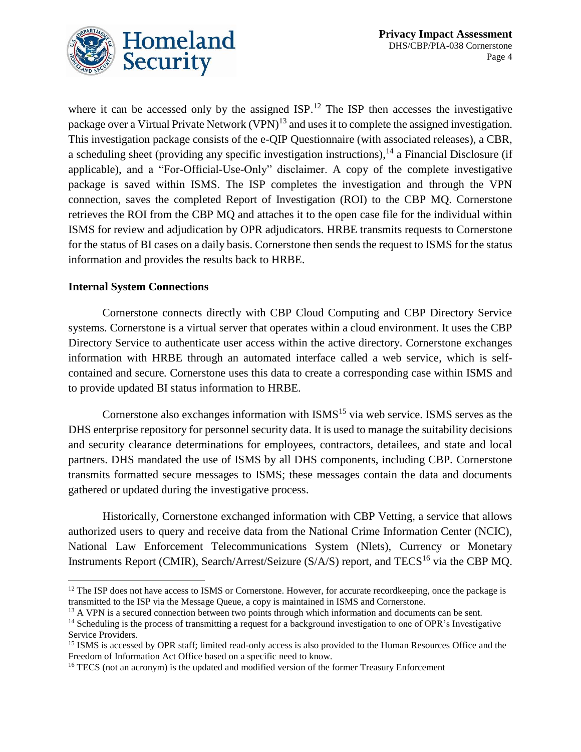where it can be accessed only by the assigned ISP.[12] The ISP then accesses the investigative package over a Virtual Private Network (VPN)[13] and uses it to complete the assigned investigation. This investigation package consists of the e-QIP Questionnaire (with associated releases), a CBR, a scheduling sheet (providing any specific investigation instructions),[14] a Financial Disclosure (if applicable), and a "For-Official-Use-Only" disclaimer. A copy of the complete investigative package is saved within ISMS. The ISP completes the investigation and through the VPN connection, saves the completed Report of Investigation (ROI) to the CBP MQ. Cornerstone retrieves the ROI from the CBP MQ and attaches it to the open case file for the individual within ISMS for review and adjudication by OPR adjudicators. HRBE transmits requests to Cornerstone for the status of BI cases on a daily basis. Cornerstone then sends the request to ISMS for the status information and provides the results back to HRBE.

**Internal System Connections**

Cornerstone connects directly with CBP Cloud Computing and CBP Directory Service systems. Cornerstone is a virtual server that operates within a cloud environment. It uses the CBP Directory Service to authenticate user access within the active directory. Cornerstone exchanges information with HRBE through an automated interface called a web service, which is self-contained and secure. Cornerstone uses this data to create a corresponding case within ISMS and to provide updated BI status information to HRBE.

Cornerstone also exchanges information with ISMS[15] via web service. ISMS serves as the DHS enterprise repository for personnel security data. It is used to manage the suitability decisions and security clearance determinations for employees, contractors, detailees, and state and local partners. DHS mandated the use of ISMS by all DHS components, including CBP. Cornerstone transmits formatted secure messages to ISMS; these messages contain the data and documents gathered or updated during the investigative process.

Historically, Cornerstone exchanged information with CBP Vetting, a service that allows authorized users to query and receive data from the National Crime Information Center (NCIC), National Law Enforcement Telecommunications System (Nlets), Currency or Monetary Instruments Report (CMIR), Search/Arrest/Seizure (S/A/S) report, and TECS[16] via the CBP MQ.

---

[12] The ISP does not have access to ISMS or Cornerstone. However, for accurate recordkeeping, once the package is transmitted to the ISP via the Message Queue, a copy is maintained in ISMS and Cornerstone.

[13] A VPN is a secured connection between two points through which information and documents can be sent.

[14] Scheduling is the process of transmitting a request for a background investigation to one of OPR's Investigative Service Providers.

[15] ISMS is accessed by OPR staff; limited read-only access is also provided to the Human Resources Office and the Freedom of Information Act Office based on a specific need to know.

[16] TECS (not an acronym) is the updated and modified version of the former Treasury Enforcement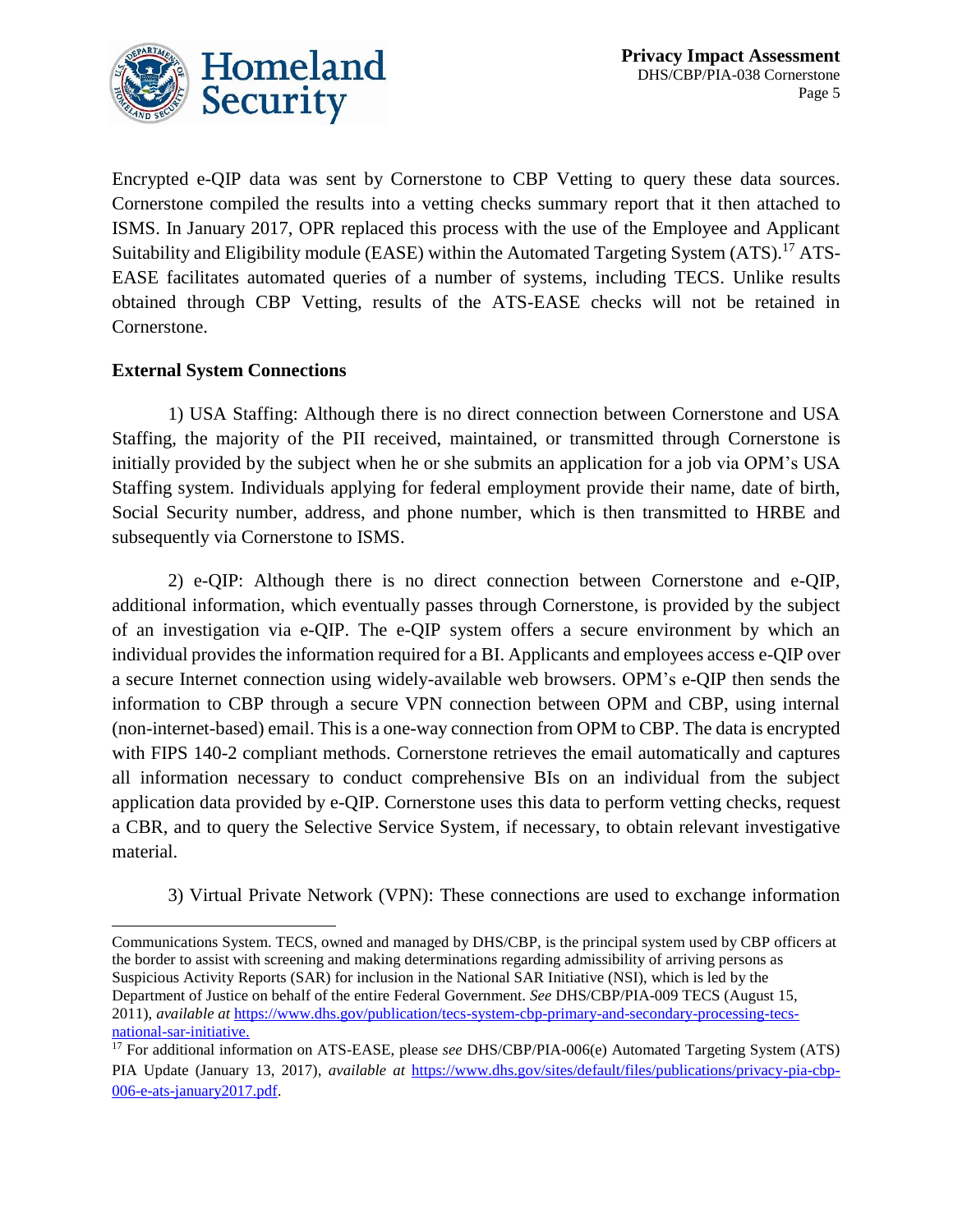Encrypted e-QIP data was sent by Cornerstone to CBP Vetting to query these data sources. Cornerstone compiled the results into a vetting checks summary report that it then attached to ISMS. In January 2017, OPR replaced this process with the use of the Employee and Applicant Suitability and Eligibility module (EASE) within the Automated Targeting System (ATS).[17] ATS-EASE facilitates automated queries of a number of systems, including TECS. Unlike results obtained through CBP Vetting, results of the ATS-EASE checks will not be retained in Cornerstone.

**External System Connections**

1) USA Staffing: Although there is no direct connection between Cornerstone and USA Staffing, the majority of the PII received, maintained, or transmitted through Cornerstone is initially provided by the subject when he or she submits an application for a job via OPM's USA Staffing system. Individuals applying for federal employment provide their name, date of birth, Social Security number, address, and phone number, which is then transmitted to HRBE and subsequently via Cornerstone to ISMS.

2) e-QIP: Although there is no direct connection between Cornerstone and e-QIP, additional information, which eventually passes through Cornerstone, is provided by the subject of an investigation via e-QIP. The e-QIP system offers a secure environment by which an individual provides the information required for a BI. Applicants and employees access e-QIP over a secure Internet connection using widely-available web browsers. OPM's e-QIP then sends the information to CBP through a secure VPN connection between OPM and CBP, using internal (non-internet-based) email. This is a one-way connection from OPM to CBP. The data is encrypted with FIPS 140-2 compliant methods. Cornerstone retrieves the email automatically and captures all information necessary to conduct comprehensive BIs on an individual from the subject application data provided by e-QIP. Cornerstone uses this data to perform vetting checks, request a CBR, and to query the Selective Service System, if necessary, to obtain relevant investigative material.

3) Virtual Private Network (VPN): These connections are used to exchange information

---

Communications System. TECS, owned and managed by DHS/CBP, is the principal system used by CBP officers at the border to assist with screening and making determinations regarding admissibility of arriving persons as Suspicious Activity Reports (SAR) for inclusion in the National SAR Initiative (NSI), which is led by the Department of Justice on behalf of the entire Federal Government. *See* DHS/CBP/PIA-009 TECS (August 15, 2011), *available at* https://www.dhs.gov/publication/tecs-system-cbp-primary-and-secondary-processing-tecs-national-sar-initiative.

[17] For additional information on ATS-EASE, please *see* DHS/CBP/PIA-006(e) Automated Targeting System (ATS) PIA Update (January 13, 2017), *available at* https://www.dhs.gov/sites/default/files/publications/privacy-pia-cbp-006-e-ats-january2017.pdf.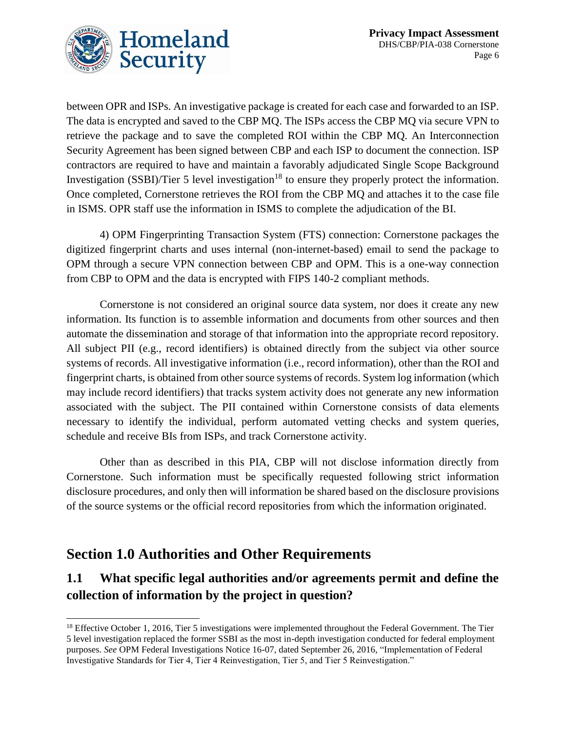between OPR and ISPs. An investigative package is created for each case and forwarded to an ISP. The data is encrypted and saved to the CBP MQ. The ISPs access the CBP MQ via secure VPN to retrieve the package and to save the completed ROI within the CBP MQ. An Interconnection Security Agreement has been signed between CBP and each ISP to document the connection. ISP contractors are required to have and maintain a favorably adjudicated Single Scope Background Investigation (SSBI)/Tier 5 level investigation[18] to ensure they properly protect the information. Once completed, Cornerstone retrieves the ROI from the CBP MQ and attaches it to the case file in ISMS. OPR staff use the information in ISMS to complete the adjudication of the BI.

4) OPM Fingerprinting Transaction System (FTS) connection: Cornerstone packages the digitized fingerprint charts and uses internal (non-internet-based) email to send the package to OPM through a secure VPN connection between CBP and OPM. This is a one-way connection from CBP to OPM and the data is encrypted with FIPS 140-2 compliant methods.

Cornerstone is not considered an original source data system, nor does it create any new information. Its function is to assemble information and documents from other sources and then automate the dissemination and storage of that information into the appropriate record repository. All subject PII (e.g., record identifiers) is obtained directly from the subject via other source systems of records. All investigative information (i.e., record information), other than the ROI and fingerprint charts, is obtained from other source systems of records. System log information (which may include record identifiers) that tracks system activity does not generate any new information associated with the subject. The PII contained within Cornerstone consists of data elements necessary to identify the individual, perform automated vetting checks and system queries, schedule and receive BIs from ISPs, and track Cornerstone activity.

Other than as described in this PIA, CBP will not disclose information directly from Cornerstone. Such information must be specifically requested following strict information disclosure procedures, and only then will information be shared based on the disclosure provisions of the source systems or the official record repositories from which the information originated.

## Section 1.0 Authorities and Other Requirements

### 1.1 What specific legal authorities and/or agreements permit and define the collection of information by the project in question?

[18] Effective October 1, 2016, Tier 5 investigations were implemented throughout the Federal Government. The Tier 5 level investigation replaced the former SSBI as the most in-depth investigation conducted for federal employment purposes. *See* OPM Federal Investigations Notice 16-07, dated September 26, 2016, "Implementation of Federal Investigative Standards for Tier 4, Tier 4 Reinvestigation, Tier 5, and Tier 5 Reinvestigation."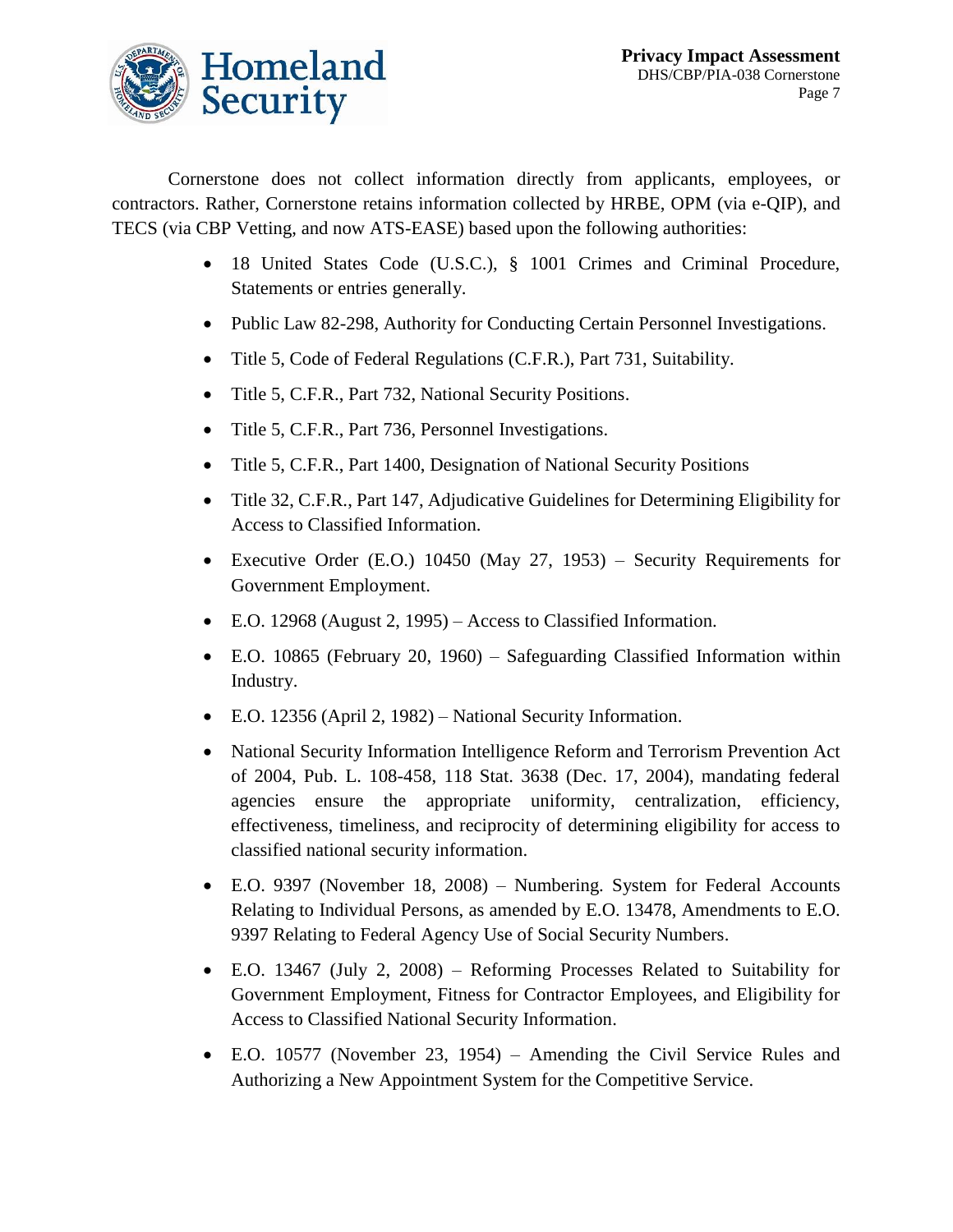Cornerstone does not collect information directly from applicants, employees, or contractors. Rather, Cornerstone retains information collected by HRBE, OPM (via e-QIP), and TECS (via CBP Vetting, and now ATS-EASE) based upon the following authorities:

- 18 United States Code (U.S.C.), § 1001 Crimes and Criminal Procedure, Statements or entries generally.
- Public Law 82-298, Authority for Conducting Certain Personnel Investigations.
- Title 5, Code of Federal Regulations (C.F.R.), Part 731, Suitability.
- Title 5, C.F.R., Part 732, National Security Positions.
- Title 5, C.F.R., Part 736, Personnel Investigations.
- Title 5, C.F.R., Part 1400, Designation of National Security Positions
- Title 32, C.F.R., Part 147, Adjudicative Guidelines for Determining Eligibility for Access to Classified Information.
- Executive Order (E.O.) 10450 (May 27, 1953) – Security Requirements for Government Employment.
- E.O. 12968 (August 2, 1995) – Access to Classified Information.
- E.O. 10865 (February 20, 1960) – Safeguarding Classified Information within Industry.
- E.O. 12356 (April 2, 1982) – National Security Information.
- National Security Information Intelligence Reform and Terrorism Prevention Act of 2004, Pub. L. 108-458, 118 Stat. 3638 (Dec. 17, 2004), mandating federal agencies ensure the appropriate uniformity, centralization, efficiency, effectiveness, timeliness, and reciprocity of determining eligibility for access to classified national security information.
- E.O. 9397 (November 18, 2008) – Numbering. System for Federal Accounts Relating to Individual Persons, as amended by E.O. 13478, Amendments to E.O. 9397 Relating to Federal Agency Use of Social Security Numbers.
- E.O. 13467 (July 2, 2008) – Reforming Processes Related to Suitability for Government Employment, Fitness for Contractor Employees, and Eligibility for Access to Classified National Security Information.
- E.O. 10577 (November 23, 1954) – Amending the Civil Service Rules and Authorizing a New Appointment System for the Competitive Service.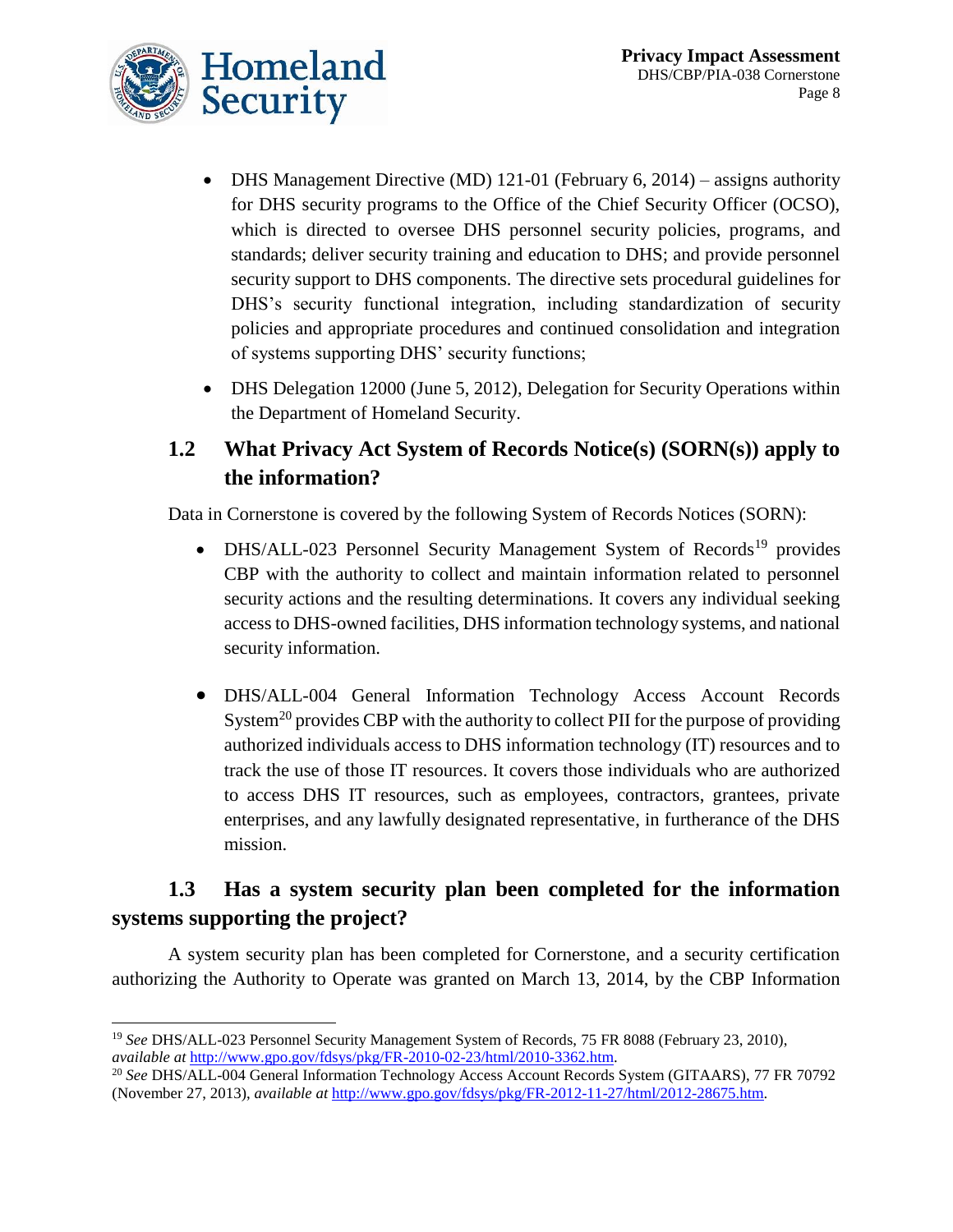- DHS Management Directive (MD) 121-01 (February 6, 2014) – assigns authority for DHS security programs to the Office of the Chief Security Officer (OCSO), which is directed to oversee DHS personnel security policies, programs, and standards; deliver security training and education to DHS; and provide personnel security support to DHS components. The directive sets procedural guidelines for DHS's security functional integration, including standardization of security policies and appropriate procedures and continued consolidation and integration of systems supporting DHS' security functions;
- DHS Delegation 12000 (June 5, 2012), Delegation for Security Operations within the Department of Homeland Security.

## 1.2 What Privacy Act System of Records Notice(s) (SORN(s)) apply to the information?

Data in Cornerstone is covered by the following System of Records Notices (SORN):

- DHS/ALL-023 Personnel Security Management System of Records[19] provides CBP with the authority to collect and maintain information related to personnel security actions and the resulting determinations. It covers any individual seeking access to DHS-owned facilities, DHS information technology systems, and national security information.
- DHS/ALL-004 General Information Technology Access Account Records System[20] provides CBP with the authority to collect PII for the purpose of providing authorized individuals access to DHS information technology (IT) resources and to track the use of those IT resources. It covers those individuals who are authorized to access DHS IT resources, such as employees, contractors, grantees, private enterprises, and any lawfully designated representative, in furtherance of the DHS mission.

## 1.3 Has a system security plan been completed for the information systems supporting the project?

A system security plan has been completed for Cornerstone, and a security certification authorizing the Authority to Operate was granted on March 13, 2014, by the CBP Information

---

[19] *See* DHS/ALL-023 Personnel Security Management System of Records, 75 FR 8088 (February 23, 2010), *available at* http://www.gpo.gov/fdsys/pkg/FR-2010-02-23/html/2010-3362.htm.

[20] *See* DHS/ALL-004 General Information Technology Access Account Records System (GITAARS), 77 FR 70792 (November 27, 2013), *available at* http://www.gpo.gov/fdsys/pkg/FR-2012-11-27/html/2012-28675.htm.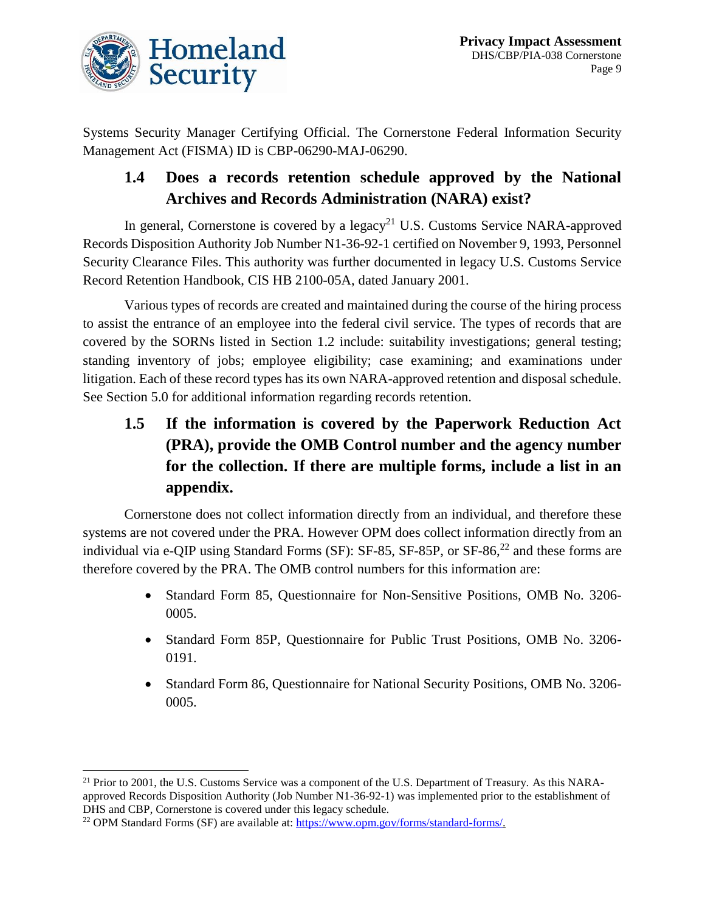Systems Security Manager Certifying Official. The Cornerstone Federal Information Security Management Act (FISMA) ID is CBP-06290-MAJ-06290.

## 1.4 Does a records retention schedule approved by the National Archives and Records Administration (NARA) exist?

In general, Cornerstone is covered by a legacy[21] U.S. Customs Service NARA-approved Records Disposition Authority Job Number N1-36-92-1 certified on November 9, 1993, Personnel Security Clearance Files. This authority was further documented in legacy U.S. Customs Service Record Retention Handbook, CIS HB 2100-05A, dated January 2001.

Various types of records are created and maintained during the course of the hiring process to assist the entrance of an employee into the federal civil service. The types of records that are covered by the SORNs listed in Section 1.2 include: suitability investigations; general testing; standing inventory of jobs; employee eligibility; case examining; and examinations under litigation. Each of these record types has its own NARA-approved retention and disposal schedule. See Section 5.0 for additional information regarding records retention.

## 1.5 If the information is covered by the Paperwork Reduction Act (PRA), provide the OMB Control number and the agency number for the collection. If there are multiple forms, include a list in an appendix.

Cornerstone does not collect information directly from an individual, and therefore these systems are not covered under the PRA. However OPM does collect information directly from an individual via e-QIP using Standard Forms (SF): SF-85, SF-85P, or SF-86,[22] and these forms are therefore covered by the PRA. The OMB control numbers for this information are:

- Standard Form 85, Questionnaire for Non-Sensitive Positions, OMB No. 3206-0005.
- Standard Form 85P, Questionnaire for Public Trust Positions, OMB No. 3206-0191.
- Standard Form 86, Questionnaire for National Security Positions, OMB No. 3206-0005.

---

[21] Prior to 2001, the U.S. Customs Service was a component of the U.S. Department of Treasury. As this NARA-approved Records Disposition Authority (Job Number N1-36-92-1) was implemented prior to the establishment of DHS and CBP, Cornerstone is covered under this legacy schedule.

[22] OPM Standard Forms (SF) are available at: https://www.opm.gov/forms/standard-forms/.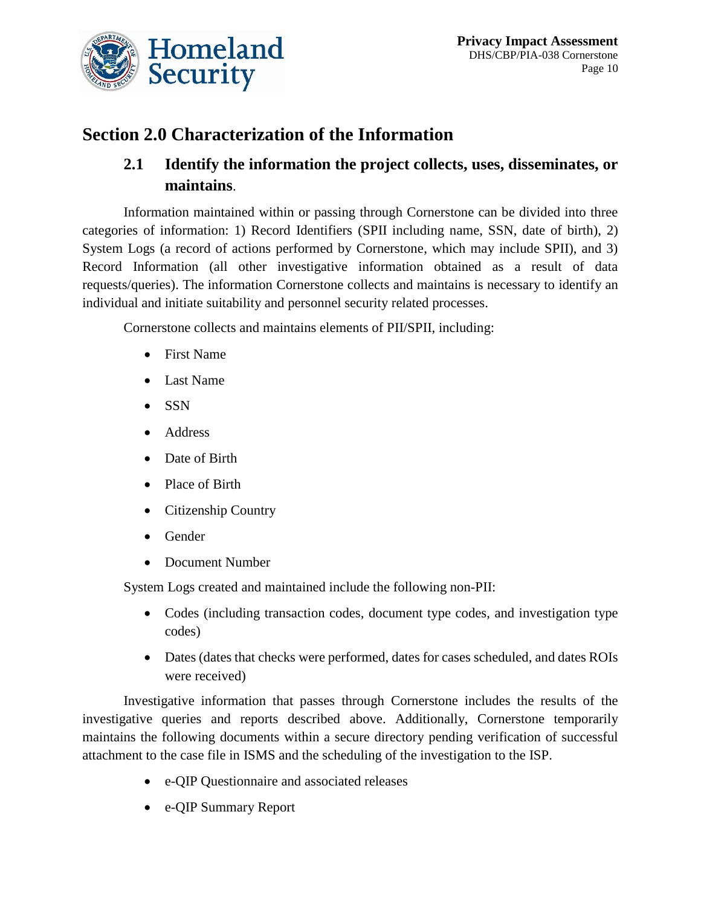## Section 2.0 Characterization of the Information

### 2.1 Identify the information the project collects, uses, disseminates, or maintains.

Information maintained within or passing through Cornerstone can be divided into three categories of information: 1) Record Identifiers (SPII including name, SSN, date of birth), 2) System Logs (a record of actions performed by Cornerstone, which may include SPII), and 3) Record Information (all other investigative information obtained as a result of data requests/queries). The information Cornerstone collects and maintains is necessary to identify an individual and initiate suitability and personnel security related processes.

Cornerstone collects and maintains elements of PII/SPII, including:

- First Name
- Last Name
- SSN
- Address
- Date of Birth
- Place of Birth
- Citizenship Country
- Gender
- Document Number

System Logs created and maintained include the following non-PII:

- Codes (including transaction codes, document type codes, and investigation type codes)
- Dates (dates that checks were performed, dates for cases scheduled, and dates ROIs were received)

Investigative information that passes through Cornerstone includes the results of the investigative queries and reports described above. Additionally, Cornerstone temporarily maintains the following documents within a secure directory pending verification of successful attachment to the case file in ISMS and the scheduling of the investigation to the ISP.

- e-QIP Questionnaire and associated releases
- e-QIP Summary Report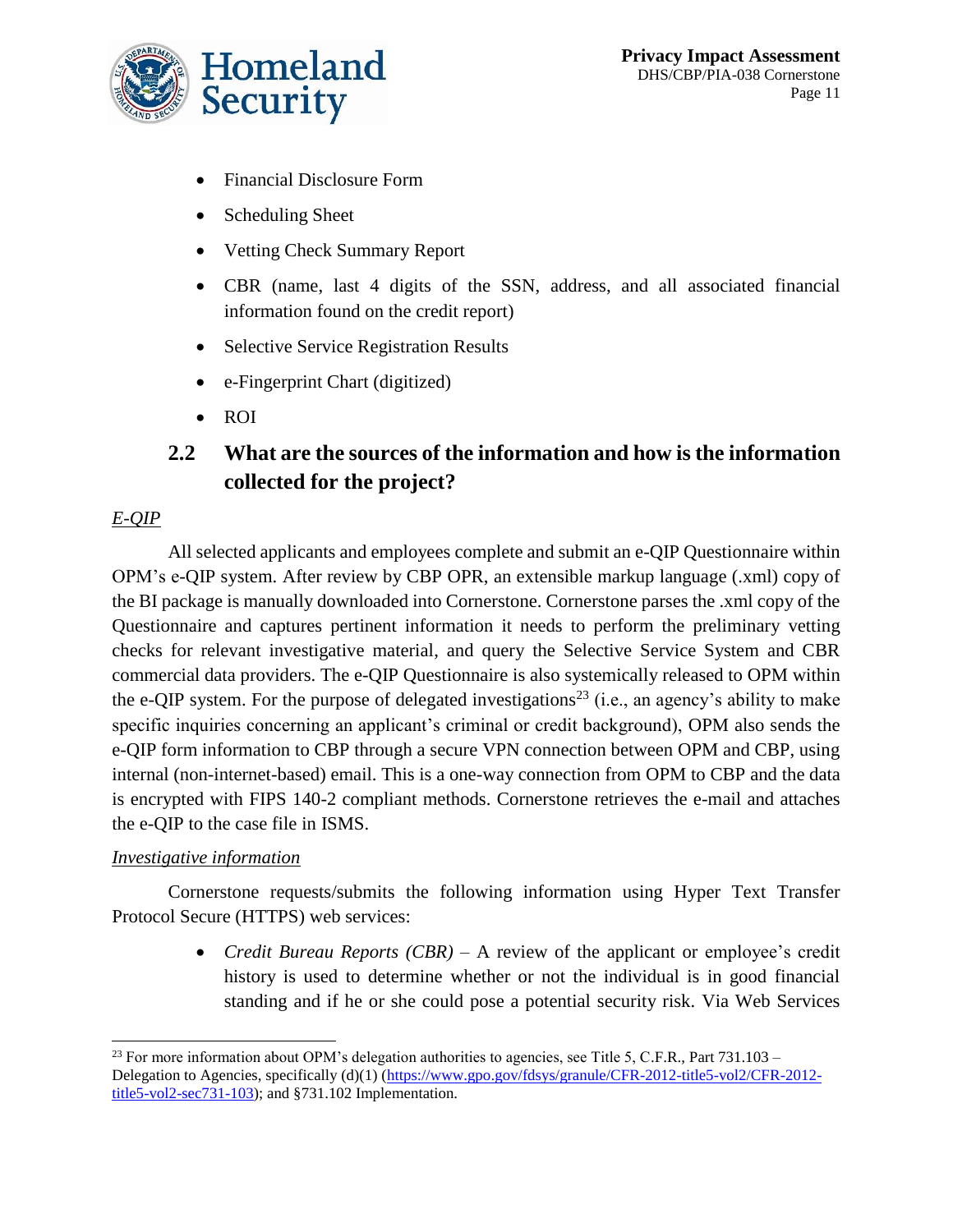- Financial Disclosure Form
- Scheduling Sheet
- Vetting Check Summary Report
- CBR (name, last 4 digits of the SSN, address, and all associated financial information found on the credit report)
- Selective Service Registration Results
- e-Fingerprint Chart (digitized)
- ROI

## 2.2 What are the sources of the information and how is the information collected for the project?

*E-QIP*

All selected applicants and employees complete and submit an e-QIP Questionnaire within OPM's e-QIP system. After review by CBP OPR, an extensible markup language (.xml) copy of the BI package is manually downloaded into Cornerstone. Cornerstone parses the .xml copy of the Questionnaire and captures pertinent information it needs to perform the preliminary vetting checks for relevant investigative material, and query the Selective Service System and CBR commercial data providers. The e-QIP Questionnaire is also systemically released to OPM within the e-QIP system. For the purpose of delegated investigations[23] (i.e., an agency's ability to make specific inquiries concerning an applicant's criminal or credit background), OPM also sends the e-QIP form information to CBP through a secure VPN connection between OPM and CBP, using internal (non-internet-based) email. This is a one-way connection from OPM to CBP and the data is encrypted with FIPS 140-2 compliant methods. Cornerstone retrieves the e-mail and attaches the e-QIP to the case file in ISMS.

*Investigative information*

Cornerstone requests/submits the following information using Hyper Text Transfer Protocol Secure (HTTPS) web services:

- *Credit Bureau Reports (CBR)* – A review of the applicant or employee's credit history is used to determine whether or not the individual is in good financial standing and if he or she could pose a potential security risk. Via Web Services

[23] For more information about OPM's delegation authorities to agencies, see Title 5, C.F.R., Part 731.103 – Delegation to Agencies, specifically (d)(1) (https://www.gpo.gov/fdsys/granule/CFR-2012-title5-vol2/CFR-2012-title5-vol2-sec731-103); and §731.102 Implementation.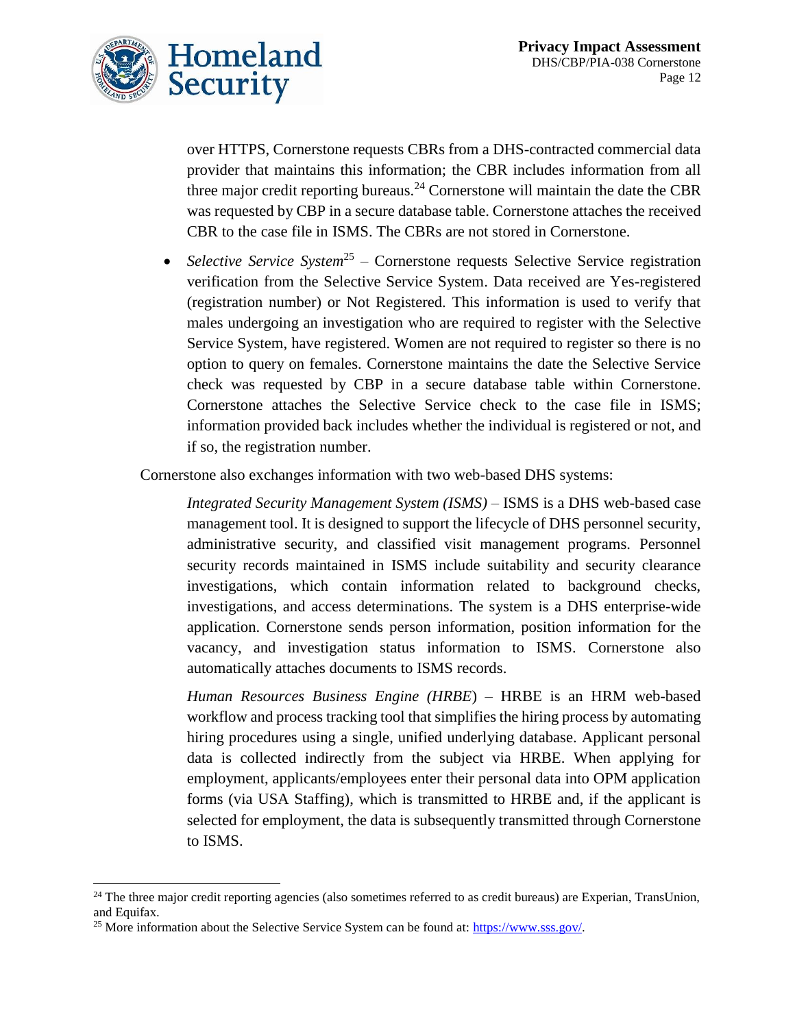over HTTPS, Cornerstone requests CBRs from a DHS-contracted commercial data provider that maintains this information; the CBR includes information from all three major credit reporting bureaus.[24] Cornerstone will maintain the date the CBR was requested by CBP in a secure database table. Cornerstone attaches the received CBR to the case file in ISMS. The CBRs are not stored in Cornerstone.

- *Selective Service System*[25] – Cornerstone requests Selective Service registration verification from the Selective Service System. Data received are Yes-registered (registration number) or Not Registered. This information is used to verify that males undergoing an investigation who are required to register with the Selective Service System, have registered. Women are not required to register so there is no option to query on females. Cornerstone maintains the date the Selective Service check was requested by CBP in a secure database table within Cornerstone. Cornerstone attaches the Selective Service check to the case file in ISMS; information provided back includes whether the individual is registered or not, and if so, the registration number.

Cornerstone also exchanges information with two web-based DHS systems:

*Integrated Security Management System (ISMS)* – ISMS is a DHS web-based case management tool. It is designed to support the lifecycle of DHS personnel security, administrative security, and classified visit management programs. Personnel security records maintained in ISMS include suitability and security clearance investigations, which contain information related to background checks, investigations, and access determinations. The system is a DHS enterprise-wide application. Cornerstone sends person information, position information for the vacancy, and investigation status information to ISMS. Cornerstone also automatically attaches documents to ISMS records.

*Human Resources Business Engine (HRBE*) – HRBE is an HRM web-based workflow and process tracking tool that simplifies the hiring process by automating hiring procedures using a single, unified underlying database. Applicant personal data is collected indirectly from the subject via HRBE. When applying for employment, applicants/employees enter their personal data into OPM application forms (via USA Staffing), which is transmitted to HRBE and, if the applicant is selected for employment, the data is subsequently transmitted through Cornerstone to ISMS.

---

[24] The three major credit reporting agencies (also sometimes referred to as credit bureaus) are Experian, TransUnion, and Equifax.

[25] More information about the Selective Service System can be found at: https://www.sss.gov/.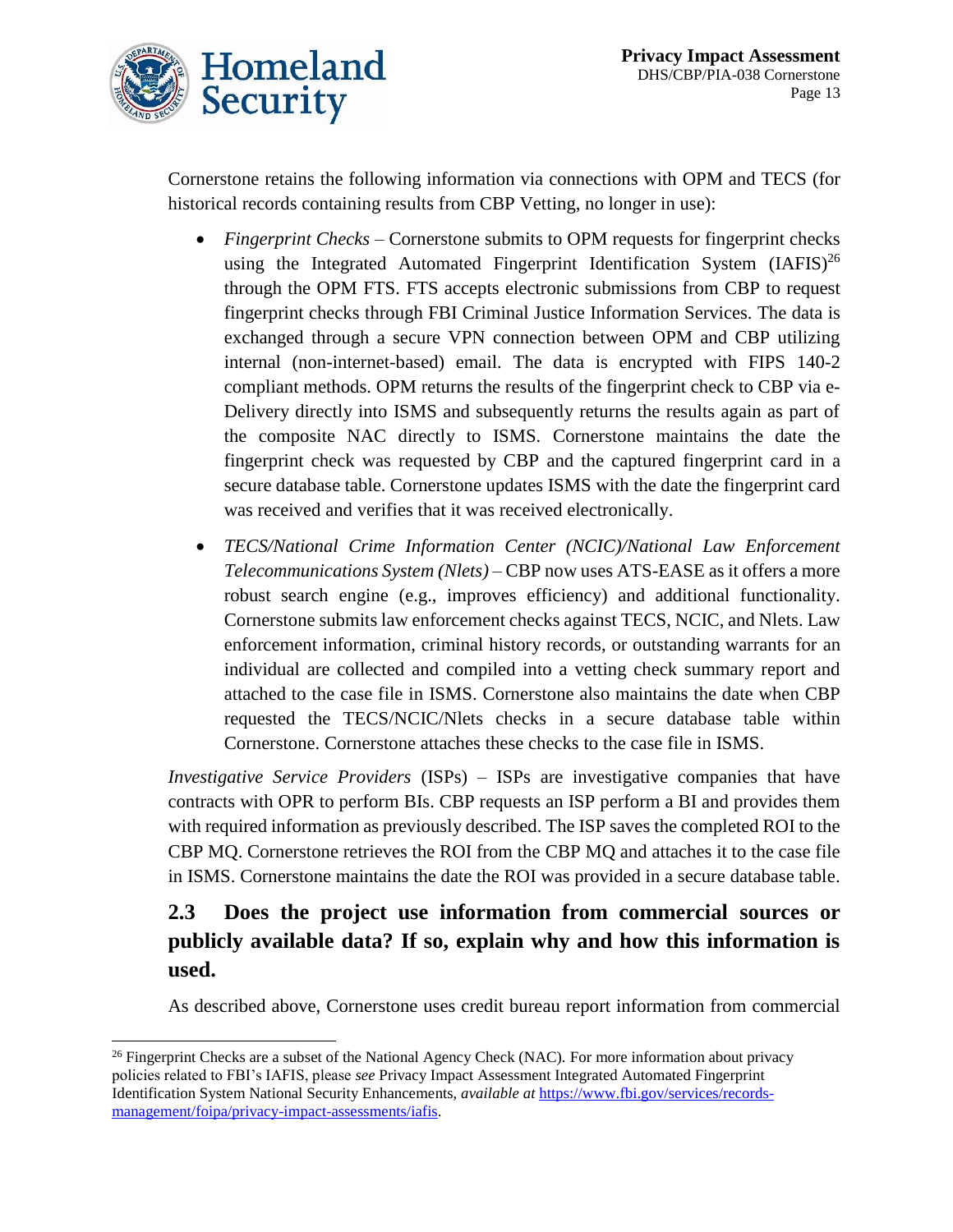Cornerstone retains the following information via connections with OPM and TECS (for historical records containing results from CBP Vetting, no longer in use):

- *Fingerprint Checks* – Cornerstone submits to OPM requests for fingerprint checks using the Integrated Automated Fingerprint Identification System (IAFIS)[26] through the OPM FTS. FTS accepts electronic submissions from CBP to request fingerprint checks through FBI Criminal Justice Information Services. The data is exchanged through a secure VPN connection between OPM and CBP utilizing internal (non-internet-based) email. The data is encrypted with FIPS 140-2 compliant methods. OPM returns the results of the fingerprint check to CBP via e-Delivery directly into ISMS and subsequently returns the results again as part of the composite NAC directly to ISMS. Cornerstone maintains the date the fingerprint check was requested by CBP and the captured fingerprint card in a secure database table. Cornerstone updates ISMS with the date the fingerprint card was received and verifies that it was received electronically.
- *TECS/National Crime Information Center (NCIC)/National Law Enforcement Telecommunications System (Nlets)* – CBP now uses ATS-EASE as it offers a more robust search engine (e.g., improves efficiency) and additional functionality. Cornerstone submits law enforcement checks against TECS, NCIC, and Nlets. Law enforcement information, criminal history records, or outstanding warrants for an individual are collected and compiled into a vetting check summary report and attached to the case file in ISMS. Cornerstone also maintains the date when CBP requested the TECS/NCIC/Nlets checks in a secure database table within Cornerstone. Cornerstone attaches these checks to the case file in ISMS.

*Investigative Service Providers* (ISPs) – ISPs are investigative companies that have contracts with OPR to perform BIs. CBP requests an ISP perform a BI and provides them with required information as previously described. The ISP saves the completed ROI to the CBP MQ. Cornerstone retrieves the ROI from the CBP MQ and attaches it to the case file in ISMS. Cornerstone maintains the date the ROI was provided in a secure database table.

## 2.3 Does the project use information from commercial sources or publicly available data? If so, explain why and how this information is used.

As described above, Cornerstone uses credit bureau report information from commercial

---

[26] Fingerprint Checks are a subset of the National Agency Check (NAC). For more information about privacy policies related to FBI's IAFIS, please *see* Privacy Impact Assessment Integrated Automated Fingerprint Identification System National Security Enhancements, *available at* https://www.fbi.gov/services/records-management/foipa/privacy-impact-assessments/iafis.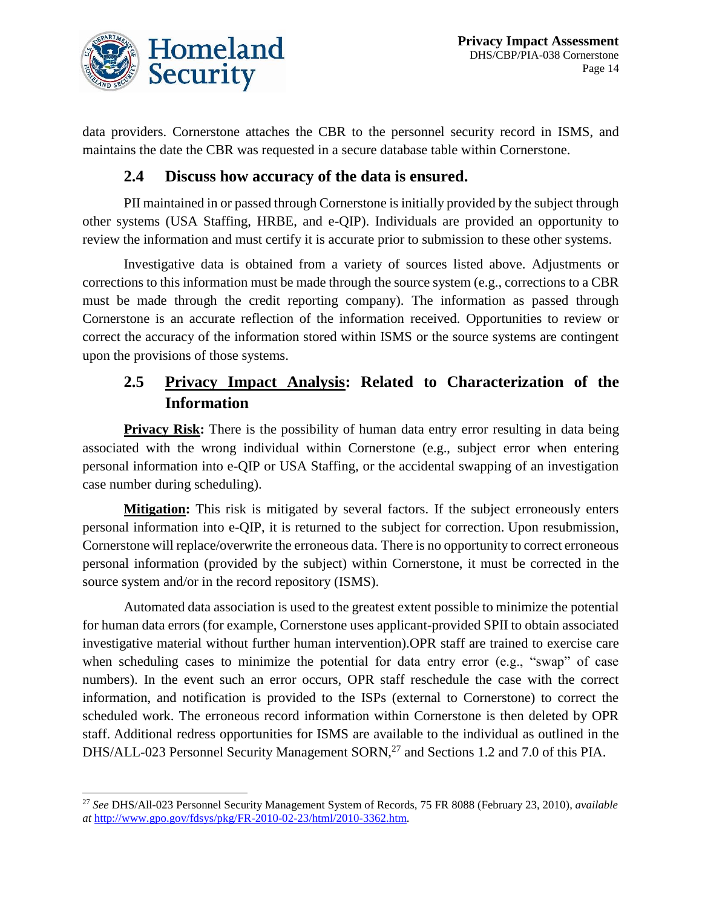data providers. Cornerstone attaches the CBR to the personnel security record in ISMS, and maintains the date the CBR was requested in a secure database table within Cornerstone.

### 2.4 Discuss how accuracy of the data is ensured.

PII maintained in or passed through Cornerstone is initially provided by the subject through other systems (USA Staffing, HRBE, and e-QIP). Individuals are provided an opportunity to review the information and must certify it is accurate prior to submission to these other systems.

Investigative data is obtained from a variety of sources listed above. Adjustments or corrections to this information must be made through the source system (e.g., corrections to a CBR must be made through the credit reporting company). The information as passed through Cornerstone is an accurate reflection of the information received. Opportunities to review or correct the accuracy of the information stored within ISMS or the source systems are contingent upon the provisions of those systems.

### 2.5 Privacy Impact Analysis: Related to Characterization of the Information

**Privacy Risk:** There is the possibility of human data entry error resulting in data being associated with the wrong individual within Cornerstone (e.g., subject error when entering personal information into e-QIP or USA Staffing, or the accidental swapping of an investigation case number during scheduling).

**Mitigation:** This risk is mitigated by several factors. If the subject erroneously enters personal information into e-QIP, it is returned to the subject for correction. Upon resubmission, Cornerstone will replace/overwrite the erroneous data. There is no opportunity to correct erroneous personal information (provided by the subject) within Cornerstone, it must be corrected in the source system and/or in the record repository (ISMS).

Automated data association is used to the greatest extent possible to minimize the potential for human data errors (for example, Cornerstone uses applicant-provided SPII to obtain associated investigative material without further human intervention).OPR staff are trained to exercise care when scheduling cases to minimize the potential for data entry error (e.g., "swap" of case numbers). In the event such an error occurs, OPR staff reschedule the case with the correct information, and notification is provided to the ISPs (external to Cornerstone) to correct the scheduled work. The erroneous record information within Cornerstone is then deleted by OPR staff. Additional redress opportunities for ISMS are available to the individual as outlined in the DHS/ALL-023 Personnel Security Management SORN,[27] and Sections 1.2 and 7.0 of this PIA.

---

[27] *See* DHS/All-023 Personnel Security Management System of Records, 75 FR 8088 (February 23, 2010), *available at* http://www.gpo.gov/fdsys/pkg/FR-2010-02-23/html/2010-3362.htm.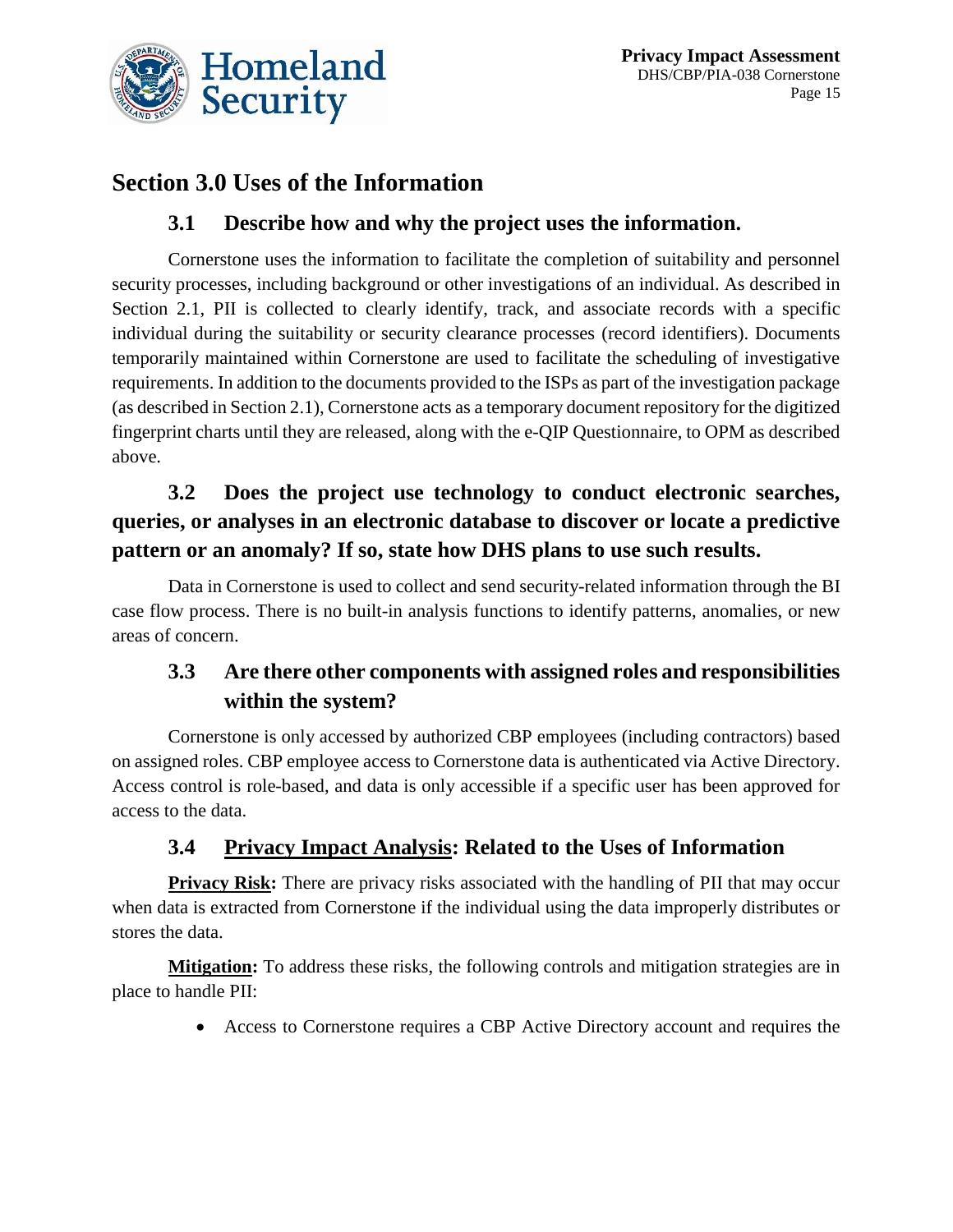## Section 3.0 Uses of the Information

### 3.1 Describe how and why the project uses the information.

Cornerstone uses the information to facilitate the completion of suitability and personnel security processes, including background or other investigations of an individual. As described in Section 2.1, PII is collected to clearly identify, track, and associate records with a specific individual during the suitability or security clearance processes (record identifiers). Documents temporarily maintained within Cornerstone are used to facilitate the scheduling of investigative requirements. In addition to the documents provided to the ISPs as part of the investigation package (as described in Section 2.1), Cornerstone acts as a temporary document repository for the digitized fingerprint charts until they are released, along with the e-QIP Questionnaire, to OPM as described above.

### 3.2 Does the project use technology to conduct electronic searches, queries, or analyses in an electronic database to discover or locate a predictive pattern or an anomaly? If so, state how DHS plans to use such results.

Data in Cornerstone is used to collect and send security-related information through the BI case flow process. There is no built-in analysis functions to identify patterns, anomalies, or new areas of concern.

### 3.3 Are there other components with assigned roles and responsibilities within the system?

Cornerstone is only accessed by authorized CBP employees (including contractors) based on assigned roles. CBP employee access to Cornerstone data is authenticated via Active Directory. Access control is role-based, and data is only accessible if a specific user has been approved for access to the data.

### 3.4 Privacy Impact Analysis: Related to the Uses of Information

**Privacy Risk:** There are privacy risks associated with the handling of PII that may occur when data is extracted from Cornerstone if the individual using the data improperly distributes or stores the data.

**Mitigation:** To address these risks, the following controls and mitigation strategies are in place to handle PII:

- Access to Cornerstone requires a CBP Active Directory account and requires the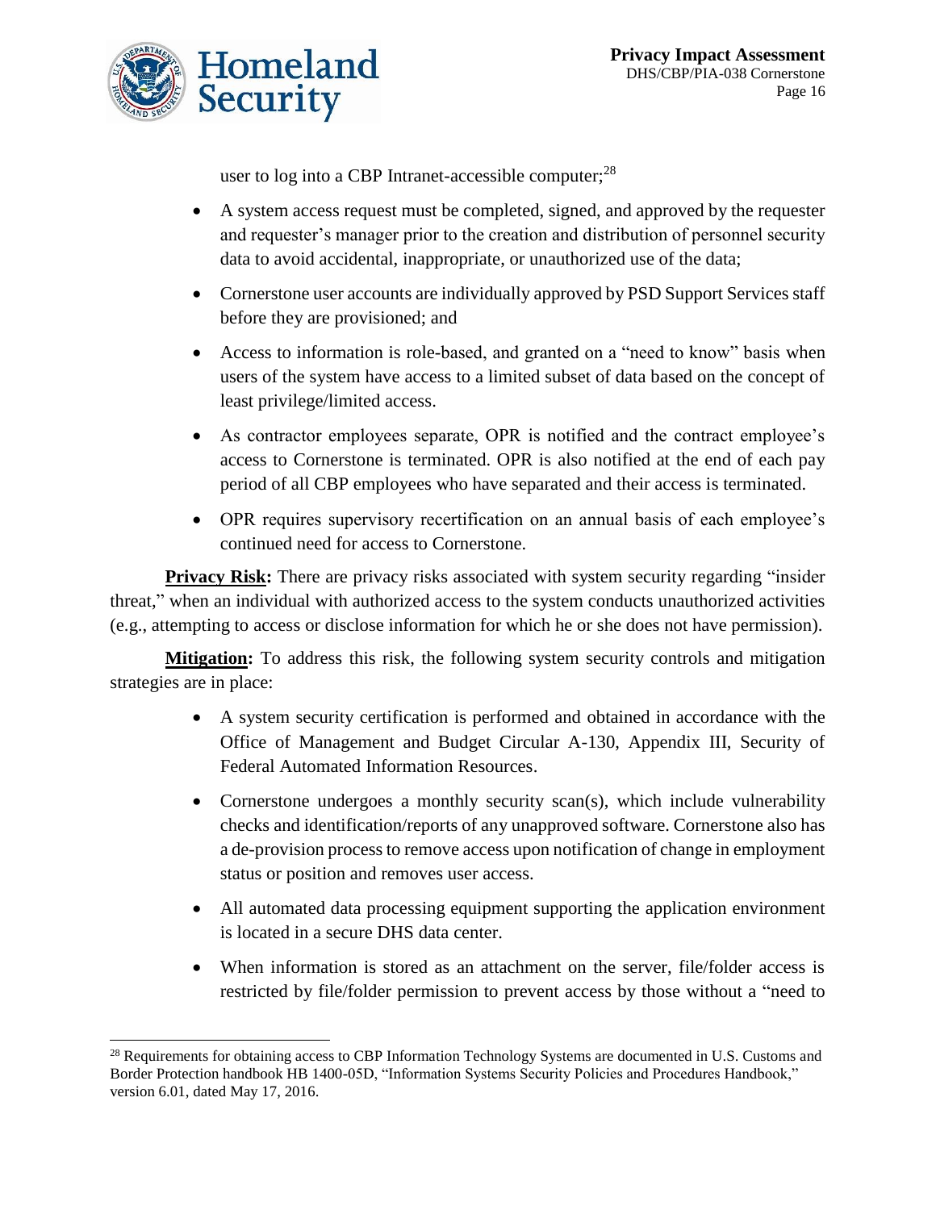user to log into a CBP Intranet-accessible computer;[28]

- A system access request must be completed, signed, and approved by the requester and requester's manager prior to the creation and distribution of personnel security data to avoid accidental, inappropriate, or unauthorized use of the data;
- Cornerstone user accounts are individually approved by PSD Support Services staff before they are provisioned; and
- Access to information is role-based, and granted on a "need to know" basis when users of the system have access to a limited subset of data based on the concept of least privilege/limited access.
- As contractor employees separate, OPR is notified and the contract employee's access to Cornerstone is terminated. OPR is also notified at the end of each pay period of all CBP employees who have separated and their access is terminated.
- OPR requires supervisory recertification on an annual basis of each employee's continued need for access to Cornerstone.

**Privacy Risk:** There are privacy risks associated with system security regarding "insider threat," when an individual with authorized access to the system conducts unauthorized activities (e.g., attempting to access or disclose information for which he or she does not have permission).

**Mitigation:** To address this risk, the following system security controls and mitigation strategies are in place:

- A system security certification is performed and obtained in accordance with the Office of Management and Budget Circular A-130, Appendix III, Security of Federal Automated Information Resources.
- Cornerstone undergoes a monthly security scan(s), which include vulnerability checks and identification/reports of any unapproved software. Cornerstone also has a de-provision process to remove access upon notification of change in employment status or position and removes user access.
- All automated data processing equipment supporting the application environment is located in a secure DHS data center.
- When information is stored as an attachment on the server, file/folder access is restricted by file/folder permission to prevent access by those without a "need to

[28] Requirements for obtaining access to CBP Information Technology Systems are documented in U.S. Customs and Border Protection handbook HB 1400-05D, "Information Systems Security Policies and Procedures Handbook," version 6.01, dated May 17, 2016.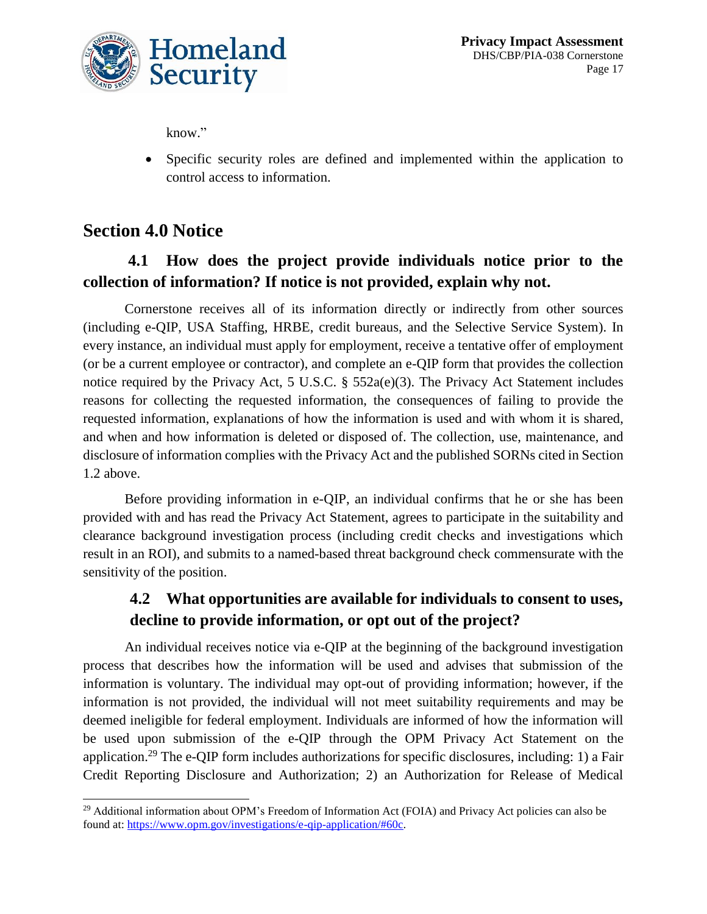know."

- Specific security roles are defined and implemented within the application to control access to information.

## Section 4.0 Notice

### 4.1 How does the project provide individuals notice prior to the collection of information? If notice is not provided, explain why not.

Cornerstone receives all of its information directly or indirectly from other sources (including e-QIP, USA Staffing, HRBE, credit bureaus, and the Selective Service System). In every instance, an individual must apply for employment, receive a tentative offer of employment (or be a current employee or contractor), and complete an e-QIP form that provides the collection notice required by the Privacy Act, 5 U.S.C. § 552a(e)(3). The Privacy Act Statement includes reasons for collecting the requested information, the consequences of failing to provide the requested information, explanations of how the information is used and with whom it is shared, and when and how information is deleted or disposed of. The collection, use, maintenance, and disclosure of information complies with the Privacy Act and the published SORNs cited in Section 1.2 above.

Before providing information in e-QIP, an individual confirms that he or she has been provided with and has read the Privacy Act Statement, agrees to participate in the suitability and clearance background investigation process (including credit checks and investigations which result in an ROI), and submits to a named-based threat background check commensurate with the sensitivity of the position.

### 4.2 What opportunities are available for individuals to consent to uses, decline to provide information, or opt out of the project?

An individual receives notice via e-QIP at the beginning of the background investigation process that describes how the information will be used and advises that submission of the information is voluntary. The individual may opt-out of providing information; however, if the information is not provided, the individual will not meet suitability requirements and may be deemed ineligible for federal employment. Individuals are informed of how the information will be used upon submission of the e-QIP through the OPM Privacy Act Statement on the application.[29] The e-QIP form includes authorizations for specific disclosures, including: 1) a Fair Credit Reporting Disclosure and Authorization; 2) an Authorization for Release of Medical

[29] Additional information about OPM's Freedom of Information Act (FOIA) and Privacy Act policies can also be found at: https://www.opm.gov/investigations/e-qip-application/#60c.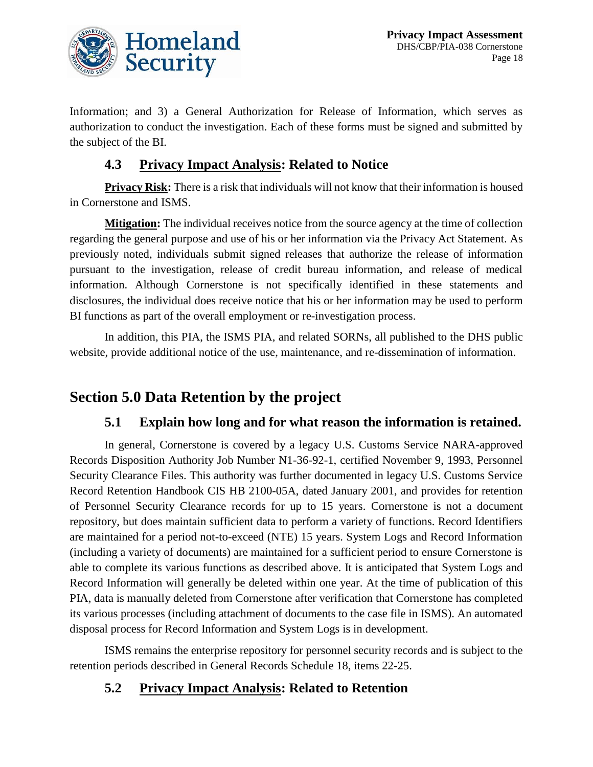Information; and 3) a General Authorization for Release of Information, which serves as authorization to conduct the investigation. Each of these forms must be signed and submitted by the subject of the BI.

### 4.3 <u>Privacy Impact Analysis</u>: Related to Notice

**<u>Privacy Risk</u>:** There is a risk that individuals will not know that their information is housed in Cornerstone and ISMS.

**<u>Mitigation</u>:** The individual receives notice from the source agency at the time of collection regarding the general purpose and use of his or her information via the Privacy Act Statement. As previously noted, individuals submit signed releases that authorize the release of information pursuant to the investigation, release of credit bureau information, and release of medical information. Although Cornerstone is not specifically identified in these statements and disclosures, the individual does receive notice that his or her information may be used to perform BI functions as part of the overall employment or re-investigation process.

In addition, this PIA, the ISMS PIA, and related SORNs, all published to the DHS public website, provide additional notice of the use, maintenance, and re-dissemination of information.

## Section 5.0 Data Retention by the project

### 5.1 Explain how long and for what reason the information is retained.

In general, Cornerstone is covered by a legacy U.S. Customs Service NARA-approved Records Disposition Authority Job Number N1-36-92-1, certified November 9, 1993, Personnel Security Clearance Files. This authority was further documented in legacy U.S. Customs Service Record Retention Handbook CIS HB 2100-05A, dated January 2001, and provides for retention of Personnel Security Clearance records for up to 15 years. Cornerstone is not a document repository, but does maintain sufficient data to perform a variety of functions. Record Identifiers are maintained for a period not-to-exceed (NTE) 15 years. System Logs and Record Information (including a variety of documents) are maintained for a sufficient period to ensure Cornerstone is able to complete its various functions as described above. It is anticipated that System Logs and Record Information will generally be deleted within one year. At the time of publication of this PIA, data is manually deleted from Cornerstone after verification that Cornerstone has completed its various processes (including attachment of documents to the case file in ISMS). An automated disposal process for Record Information and System Logs is in development.

ISMS remains the enterprise repository for personnel security records and is subject to the retention periods described in General Records Schedule 18, items 22-25.

### 5.2 <u>Privacy Impact Analysis</u>: Related to Retention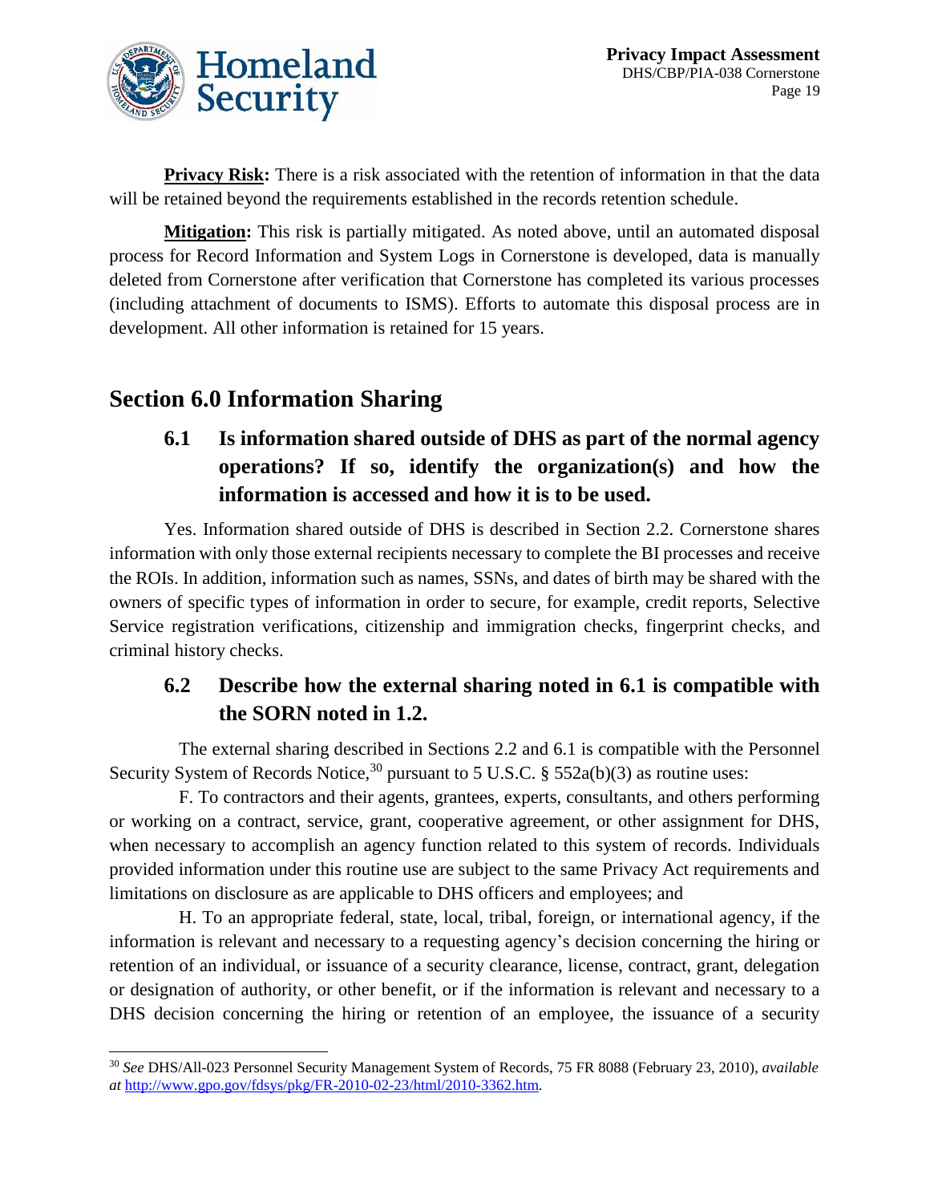**Privacy Risk:** There is a risk associated with the retention of information in that the data will be retained beyond the requirements established in the records retention schedule.

**Mitigation:** This risk is partially mitigated. As noted above, until an automated disposal process for Record Information and System Logs in Cornerstone is developed, data is manually deleted from Cornerstone after verification that Cornerstone has completed its various processes (including attachment of documents to ISMS). Efforts to automate this disposal process are in development. All other information is retained for 15 years.

## Section 6.0 Information Sharing

### 6.1 Is information shared outside of DHS as part of the normal agency operations? If so, identify the organization(s) and how the information is accessed and how it is to be used.

Yes. Information shared outside of DHS is described in Section 2.2. Cornerstone shares information with only those external recipients necessary to complete the BI processes and receive the ROIs. In addition, information such as names, SSNs, and dates of birth may be shared with the owners of specific types of information in order to secure, for example, credit reports, Selective Service registration verifications, citizenship and immigration checks, fingerprint checks, and criminal history checks.

### 6.2 Describe how the external sharing noted in 6.1 is compatible with the SORN noted in 1.2.

The external sharing described in Sections 2.2 and 6.1 is compatible with the Personnel Security System of Records Notice,[30] pursuant to 5 U.S.C. § 552a(b)(3) as routine uses:

F. To contractors and their agents, grantees, experts, consultants, and others performing or working on a contract, service, grant, cooperative agreement, or other assignment for DHS, when necessary to accomplish an agency function related to this system of records. Individuals provided information under this routine use are subject to the same Privacy Act requirements and limitations on disclosure as are applicable to DHS officers and employees; and

H. To an appropriate federal, state, local, tribal, foreign, or international agency, if the information is relevant and necessary to a requesting agency's decision concerning the hiring or retention of an individual, or issuance of a security clearance, license, contract, grant, delegation or designation of authority, or other benefit, or if the information is relevant and necessary to a DHS decision concerning the hiring or retention of an employee, the issuance of a security

---

[30] *See* DHS/All-023 Personnel Security Management System of Records, 75 FR 8088 (February 23, 2010), *available at* http://www.gpo.gov/fdsys/pkg/FR-2010-02-23/html/2010-3362.htm.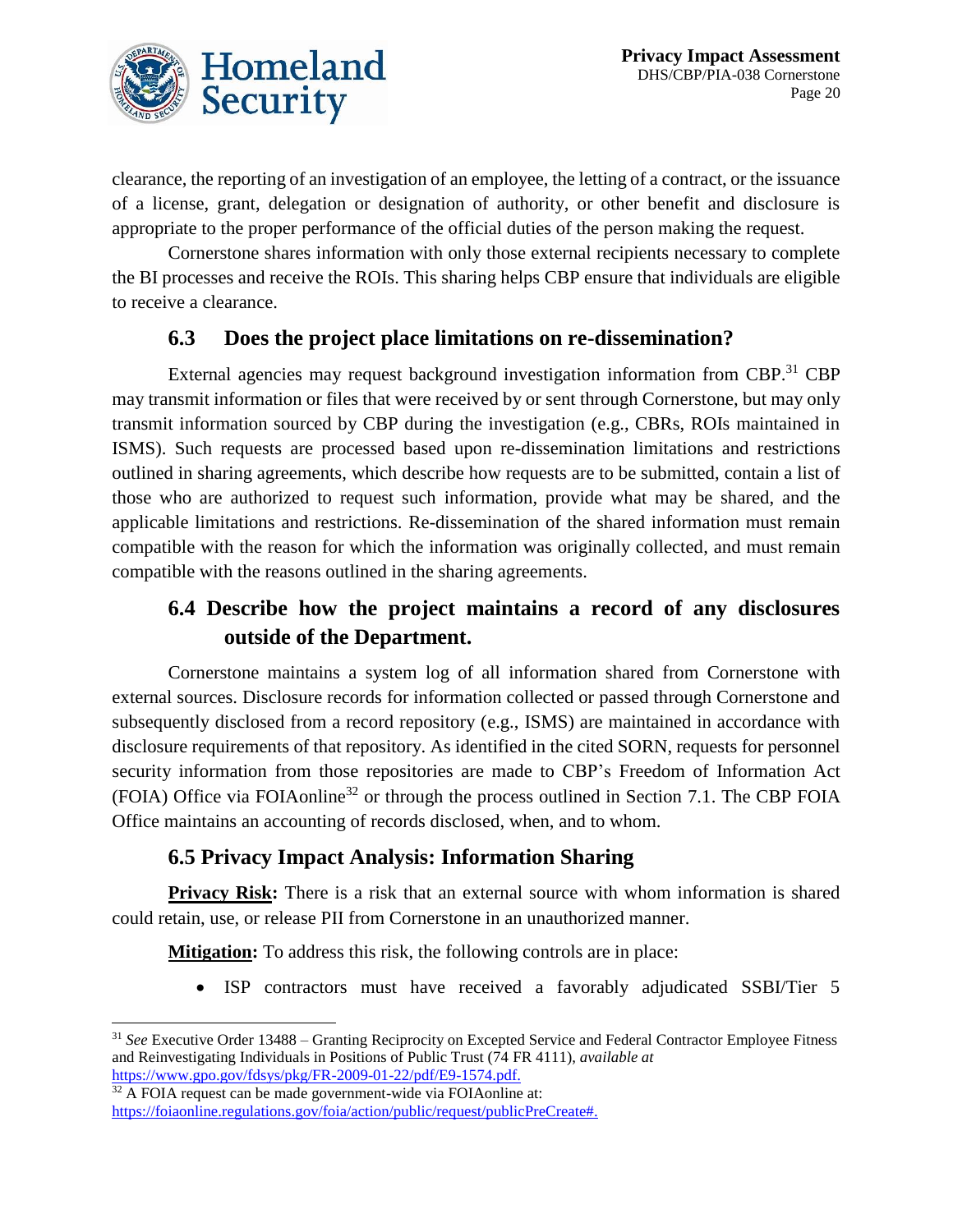clearance, the reporting of an investigation of an employee, the letting of a contract, or the issuance of a license, grant, delegation or designation of authority, or other benefit and disclosure is appropriate to the proper performance of the official duties of the person making the request.

Cornerstone shares information with only those external recipients necessary to complete the BI processes and receive the ROIs. This sharing helps CBP ensure that individuals are eligible to receive a clearance.

### 6.3 Does the project place limitations on re-dissemination?

External agencies may request background investigation information from CBP.[31] CBP may transmit information or files that were received by or sent through Cornerstone, but may only transmit information sourced by CBP during the investigation (e.g., CBRs, ROIs maintained in ISMS). Such requests are processed based upon re-dissemination limitations and restrictions outlined in sharing agreements, which describe how requests are to be submitted, contain a list of those who are authorized to request such information, provide what may be shared, and the applicable limitations and restrictions. Re-dissemination of the shared information must remain compatible with the reason for which the information was originally collected, and must remain compatible with the reasons outlined in the sharing agreements.

### 6.4 Describe how the project maintains a record of any disclosures outside of the Department.

Cornerstone maintains a system log of all information shared from Cornerstone with external sources. Disclosure records for information collected or passed through Cornerstone and subsequently disclosed from a record repository (e.g., ISMS) are maintained in accordance with disclosure requirements of that repository. As identified in the cited SORN, requests for personnel security information from those repositories are made to CBP's Freedom of Information Act (FOIA) Office via FOIAonline[32] or through the process outlined in Section 7.1. The CBP FOIA Office maintains an accounting of records disclosed, when, and to whom.

### 6.5 Privacy Impact Analysis: Information Sharing

**Privacy Risk:** There is a risk that an external source with whom information is shared could retain, use, or release PII from Cornerstone in an unauthorized manner.

**Mitigation:** To address this risk, the following controls are in place:

- ISP contractors must have received a favorably adjudicated SSBI/Tier 5

---

[31] *See* Executive Order 13488 – Granting Reciprocity on Excepted Service and Federal Contractor Employee Fitness and Reinvestigating Individuals in Positions of Public Trust (74 FR 4111), *available at* https://www.gpo.gov/fdsys/pkg/FR-2009-01-22/pdf/E9-1574.pdf.

[32] A FOIA request can be made government-wide via FOIAonline at: https://foiaonline.regulations.gov/foia/action/public/request/publicPreCreate#.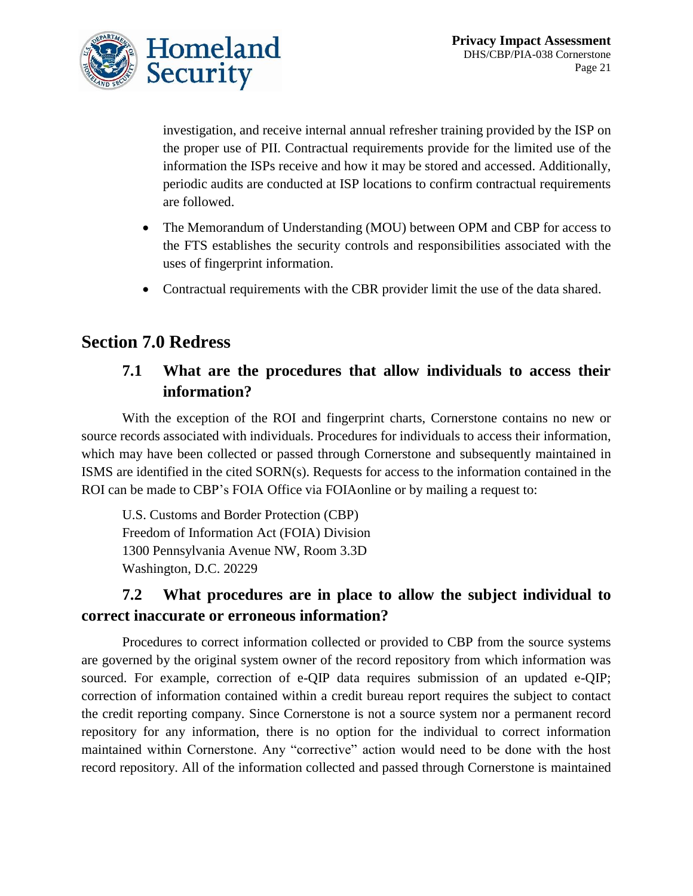investigation, and receive internal annual refresher training provided by the ISP on the proper use of PII. Contractual requirements provide for the limited use of the information the ISPs receive and how it may be stored and accessed. Additionally, periodic audits are conducted at ISP locations to confirm contractual requirements are followed.

- The Memorandum of Understanding (MOU) between OPM and CBP for access to the FTS establishes the security controls and responsibilities associated with the uses of fingerprint information.
- Contractual requirements with the CBR provider limit the use of the data shared.

## Section 7.0 Redress

### 7.1 What are the procedures that allow individuals to access their information?

With the exception of the ROI and fingerprint charts, Cornerstone contains no new or source records associated with individuals. Procedures for individuals to access their information, which may have been collected or passed through Cornerstone and subsequently maintained in ISMS are identified in the cited SORN(s). Requests for access to the information contained in the ROI can be made to CBP's FOIA Office via FOIAonline or by mailing a request to:

U.S. Customs and Border Protection (CBP)
Freedom of Information Act (FOIA) Division
1300 Pennsylvania Avenue NW, Room 3.3D
Washington, D.C. 20229

### 7.2 What procedures are in place to allow the subject individual to correct inaccurate or erroneous information?

Procedures to correct information collected or provided to CBP from the source systems are governed by the original system owner of the record repository from which information was sourced. For example, correction of e-QIP data requires submission of an updated e-QIP; correction of information contained within a credit bureau report requires the subject to contact the credit reporting company. Since Cornerstone is not a source system nor a permanent record repository for any information, there is no option for the individual to correct information maintained within Cornerstone. Any "corrective" action would need to be done with the host record repository. All of the information collected and passed through Cornerstone is maintained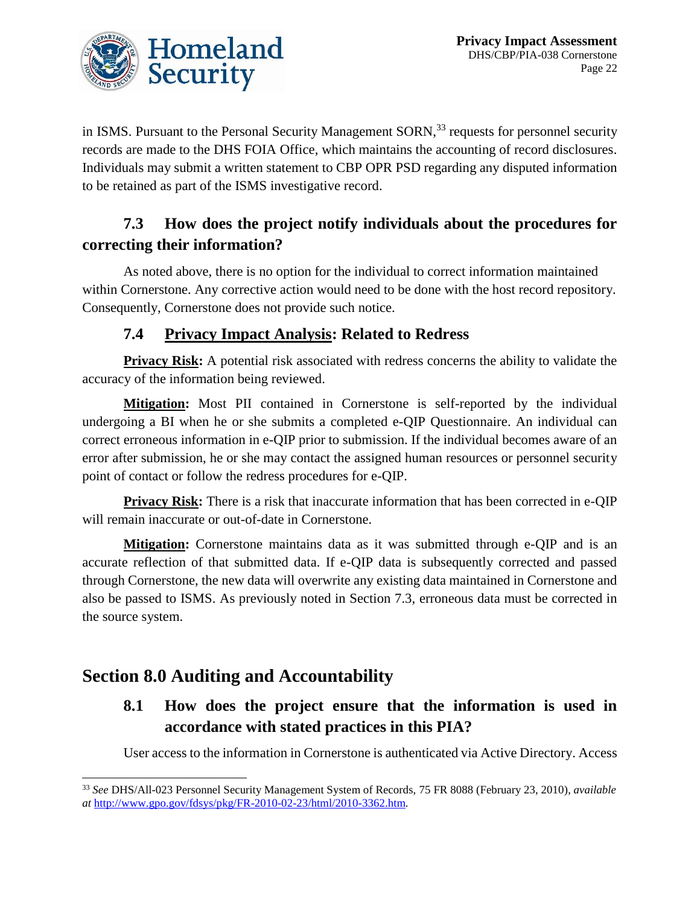in ISMS. Pursuant to the Personal Security Management SORN,[33] requests for personnel security records are made to the DHS FOIA Office, which maintains the accounting of record disclosures. Individuals may submit a written statement to CBP OPR PSD regarding any disputed information to be retained as part of the ISMS investigative record.

### 7.3 How does the project notify individuals about the procedures for correcting their information?

As noted above, there is no option for the individual to correct information maintained within Cornerstone. Any corrective action would need to be done with the host record repository. Consequently, Cornerstone does not provide such notice.

### 7.4 Privacy Impact Analysis: Related to Redress

**Privacy Risk:** A potential risk associated with redress concerns the ability to validate the accuracy of the information being reviewed.

**Mitigation:** Most PII contained in Cornerstone is self-reported by the individual undergoing a BI when he or she submits a completed e-QIP Questionnaire. An individual can correct erroneous information in e-QIP prior to submission. If the individual becomes aware of an error after submission, he or she may contact the assigned human resources or personnel security point of contact or follow the redress procedures for e-QIP.

**Privacy Risk:** There is a risk that inaccurate information that has been corrected in e-QIP will remain inaccurate or out-of-date in Cornerstone.

**Mitigation:** Cornerstone maintains data as it was submitted through e-QIP and is an accurate reflection of that submitted data. If e-QIP data is subsequently corrected and passed through Cornerstone, the new data will overwrite any existing data maintained in Cornerstone and also be passed to ISMS. As previously noted in Section 7.3, erroneous data must be corrected in the source system.

## Section 8.0 Auditing and Accountability

### 8.1 How does the project ensure that the information is used in accordance with stated practices in this PIA?

User access to the information in Cornerstone is authenticated via Active Directory. Access

[33] *See* DHS/All-023 Personnel Security Management System of Records, 75 FR 8088 (February 23, 2010), *available at* http://www.gpo.gov/fdsys/pkg/FR-2010-02-23/html/2010-3362.htm.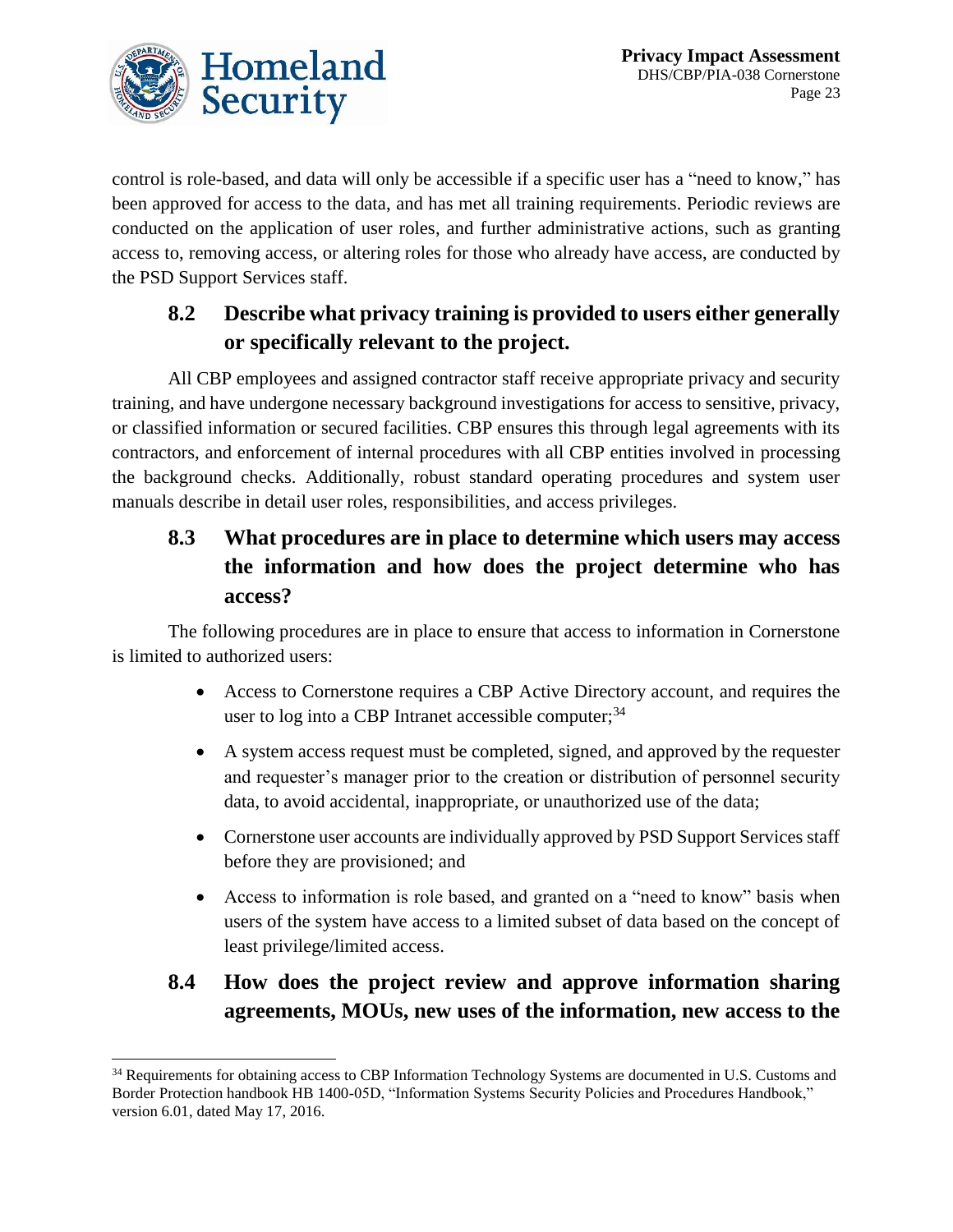control is role-based, and data will only be accessible if a specific user has a "need to know," has been approved for access to the data, and has met all training requirements. Periodic reviews are conducted on the application of user roles, and further administrative actions, such as granting access to, removing access, or altering roles for those who already have access, are conducted by the PSD Support Services staff.

## 8.2 Describe what privacy training is provided to users either generally or specifically relevant to the project.

All CBP employees and assigned contractor staff receive appropriate privacy and security training, and have undergone necessary background investigations for access to sensitive, privacy, or classified information or secured facilities. CBP ensures this through legal agreements with its contractors, and enforcement of internal procedures with all CBP entities involved in processing the background checks. Additionally, robust standard operating procedures and system user manuals describe in detail user roles, responsibilities, and access privileges.

## 8.3 What procedures are in place to determine which users may access the information and how does the project determine who has access?

The following procedures are in place to ensure that access to information in Cornerstone is limited to authorized users:

- Access to Cornerstone requires a CBP Active Directory account, and requires the user to log into a CBP Intranet accessible computer;[34]
- A system access request must be completed, signed, and approved by the requester and requester's manager prior to the creation or distribution of personnel security data, to avoid accidental, inappropriate, or unauthorized use of the data;
- Cornerstone user accounts are individually approved by PSD Support Services staff before they are provisioned; and
- Access to information is role based, and granted on a "need to know" basis when users of the system have access to a limited subset of data based on the concept of least privilege/limited access.

## 8.4 How does the project review and approve information sharing agreements, MOUs, new uses of the information, new access to the

[34] Requirements for obtaining access to CBP Information Technology Systems are documented in U.S. Customs and Border Protection handbook HB 1400-05D, "Information Systems Security Policies and Procedures Handbook," version 6.01, dated May 17, 2016.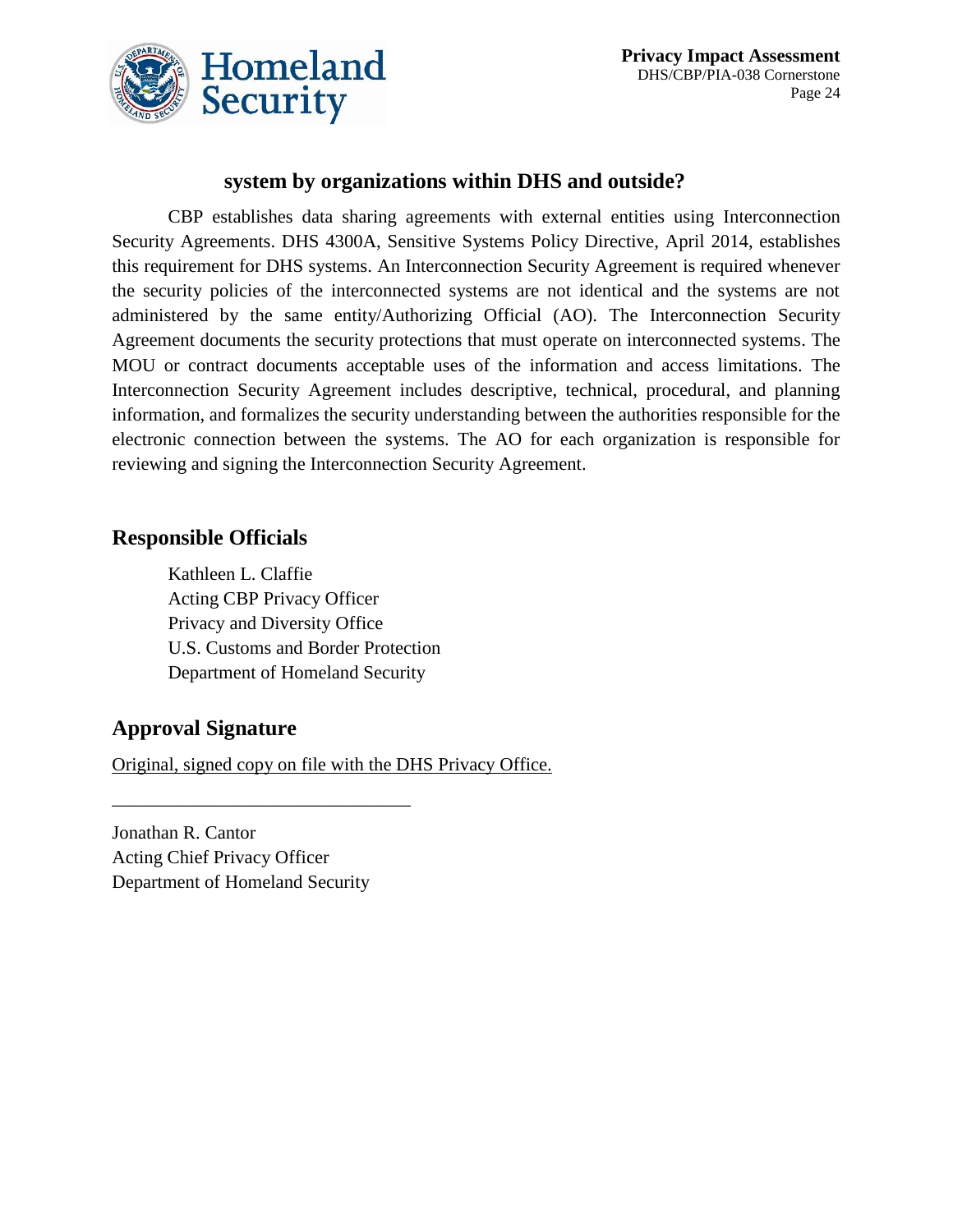**system by organizations within DHS and outside?**

CBP establishes data sharing agreements with external entities using Interconnection Security Agreements. DHS 4300A, Sensitive Systems Policy Directive, April 2014, establishes this requirement for DHS systems. An Interconnection Security Agreement is required whenever the security policies of the interconnected systems are not identical and the systems are not administered by the same entity/Authorizing Official (AO). The Interconnection Security Agreement documents the security protections that must operate on interconnected systems. The MOU or contract documents acceptable uses of the information and access limitations. The Interconnection Security Agreement includes descriptive, technical, procedural, and planning information, and formalizes the security understanding between the authorities responsible for the electronic connection between the systems. The AO for each organization is responsible for reviewing and signing the Interconnection Security Agreement.

## Responsible Officials

Kathleen L. Claffie
Acting CBP Privacy Officer
Privacy and Diversity Office
U.S. Customs and Border Protection
Department of Homeland Security

## Approval Signature

Original, signed copy on file with the DHS Privacy Office.

________________________________

Jonathan R. Cantor
Acting Chief Privacy Officer
Department of Homeland Security